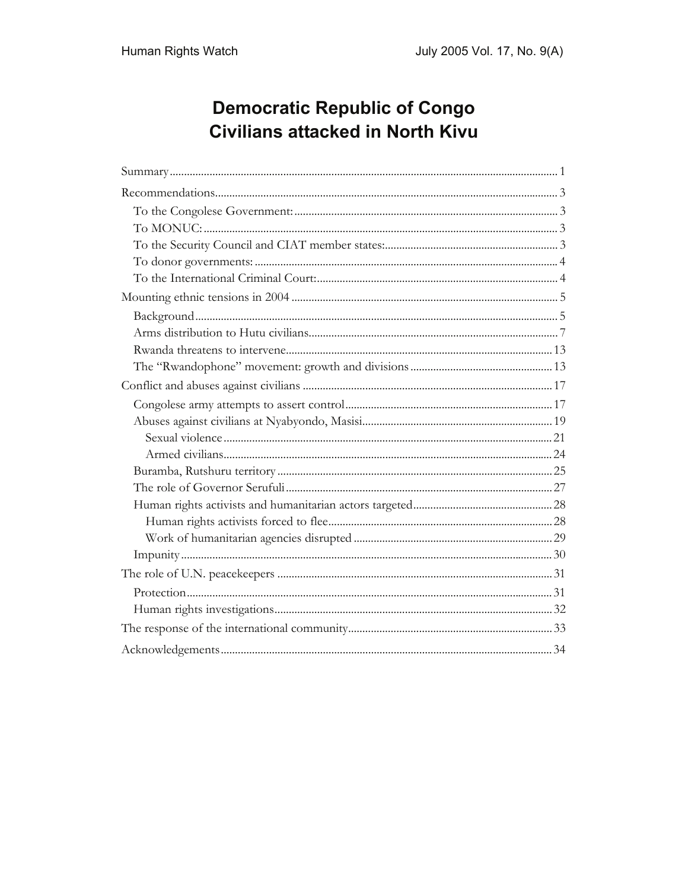# Democratic Republic of Congo
# Civilians attacked in North Kivu

Summary ........................................................................................................................................ 1

Recommendations ........................................................................................................................ 3

- To the Congolese Government: ............................................................................................ 3
- To MONUC: ............................................................................................................................ 3
- To the Security Council and CIAT member states: ............................................................ 3
- To donor governments: .......................................................................................................... 4
- To the International Criminal Court: .................................................................................... 4

Mounting ethnic tensions in 2004 ............................................................................................. 5

- Background .............................................................................................................................. 5
- Arms distribution to Hutu civilians ....................................................................................... 7
- Rwanda threatens to intervene ............................................................................................. 13
- The "Rwandophone" movement: growth and divisions ................................................. 13

Conflict and abuses against civilians ........................................................................................ 17

- Congolese army attempts to assert control ......................................................................... 17
- Abuses against civilians at Nyabyondo, Masisi .................................................................. 19
  - Sexual violence .................................................................................................................... 21
  - Armed civilians .................................................................................................................... 24
- Buramba, Rutshuru territory ................................................................................................. 25
- The role of Governor Serufuli .............................................................................................. 27
- Human rights activists and humanitarian actors targeted ................................................ 28
  - Human rights activists forced to flee ............................................................................... 28
  - Work of humanitarian agencies disrupted ...................................................................... 29
- Impunity .................................................................................................................................. 30

The role of U.N. peacekeepers ................................................................................................. 31

- Protection ................................................................................................................................ 31
- Human rights investigations .................................................................................................. 32

The response of the international community ........................................................................ 33

Acknowledgements .................................................................................................................... 34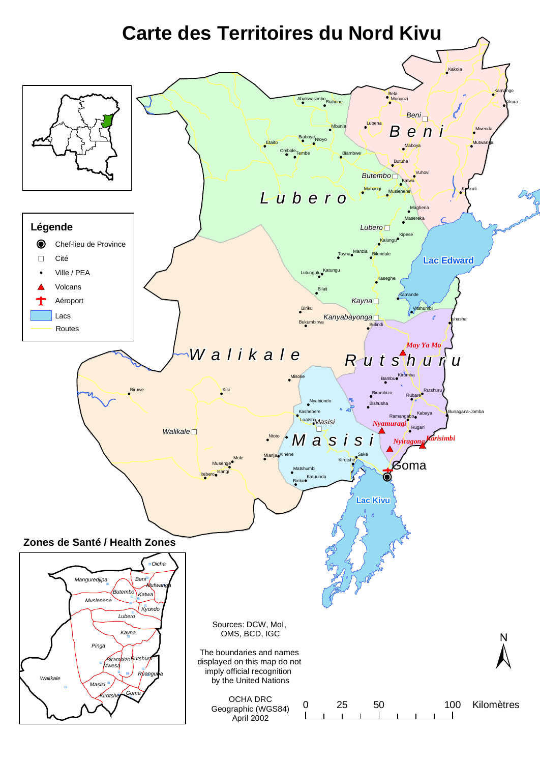# Carte des Territoires du Nord Kivu

**Légende**

- Chef-lieu de Province
- Cité
- Ville / PEA
- Volcans
- Aéroport
- Lacs
- Routes

Zones de Santé / Health Zones

Sources: DCW, MoI, OMS, BCD, IGC

The boundaries and names displayed on this map do not imply official recognition by the United Nations

OCHA DRC
Geographic (WGS84)
April 2002

0 25 50 100 Kilomètres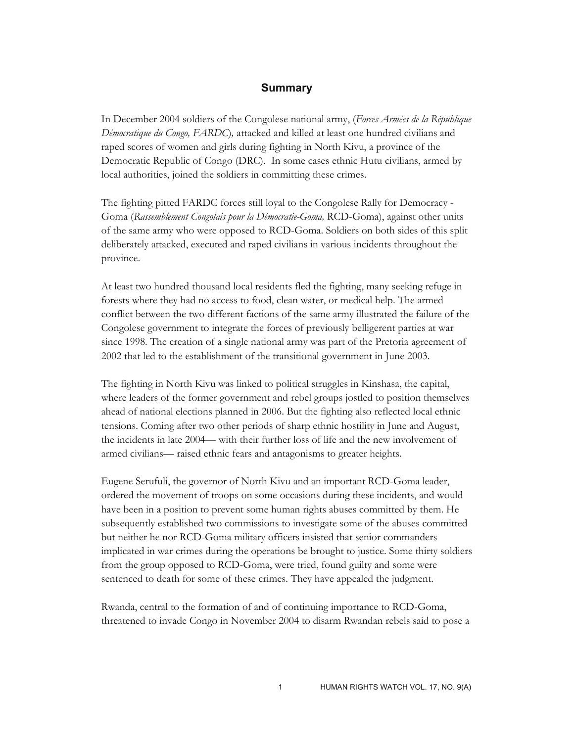## Summary

In December 2004 soldiers of the Congolese national army, (*Forces Armées de la République Démocratique du Congo, FARDC*), attacked and killed at least one hundred civilians and raped scores of women and girls during fighting in North Kivu, a province of the Democratic Republic of Congo (DRC). In some cases ethnic Hutu civilians, armed by local authorities, joined the soldiers in committing these crimes.

The fighting pitted FARDC forces still loyal to the Congolese Rally for Democracy - Goma (*Rassemblement Congolais pour la Démocratie-Goma,* RCD-Goma), against other units of the same army who were opposed to RCD-Goma. Soldiers on both sides of this split deliberately attacked, executed and raped civilians in various incidents throughout the province.

At least two hundred thousand local residents fled the fighting, many seeking refuge in forests where they had no access to food, clean water, or medical help. The armed conflict between the two different factions of the same army illustrated the failure of the Congolese government to integrate the forces of previously belligerent parties at war since 1998. The creation of a single national army was part of the Pretoria agreement of 2002 that led to the establishment of the transitional government in June 2003.

The fighting in North Kivu was linked to political struggles in Kinshasa, the capital, where leaders of the former government and rebel groups jostled to position themselves ahead of national elections planned in 2006. But the fighting also reflected local ethnic tensions. Coming after two other periods of sharp ethnic hostility in June and August, the incidents in late 2004— with their further loss of life and the new involvement of armed civilians— raised ethnic fears and antagonisms to greater heights.

Eugene Serufuli, the governor of North Kivu and an important RCD-Goma leader, ordered the movement of troops on some occasions during these incidents, and would have been in a position to prevent some human rights abuses committed by them. He subsequently established two commissions to investigate some of the abuses committed but neither he nor RCD-Goma military officers insisted that senior commanders implicated in war crimes during the operations be brought to justice. Some thirty soldiers from the group opposed to RCD-Goma, were tried, found guilty and some were sentenced to death for some of these crimes. They have appealed the judgment.

Rwanda, central to the formation of and of continuing importance to RCD-Goma, threatened to invade Congo in November 2004 to disarm Rwandan rebels said to pose a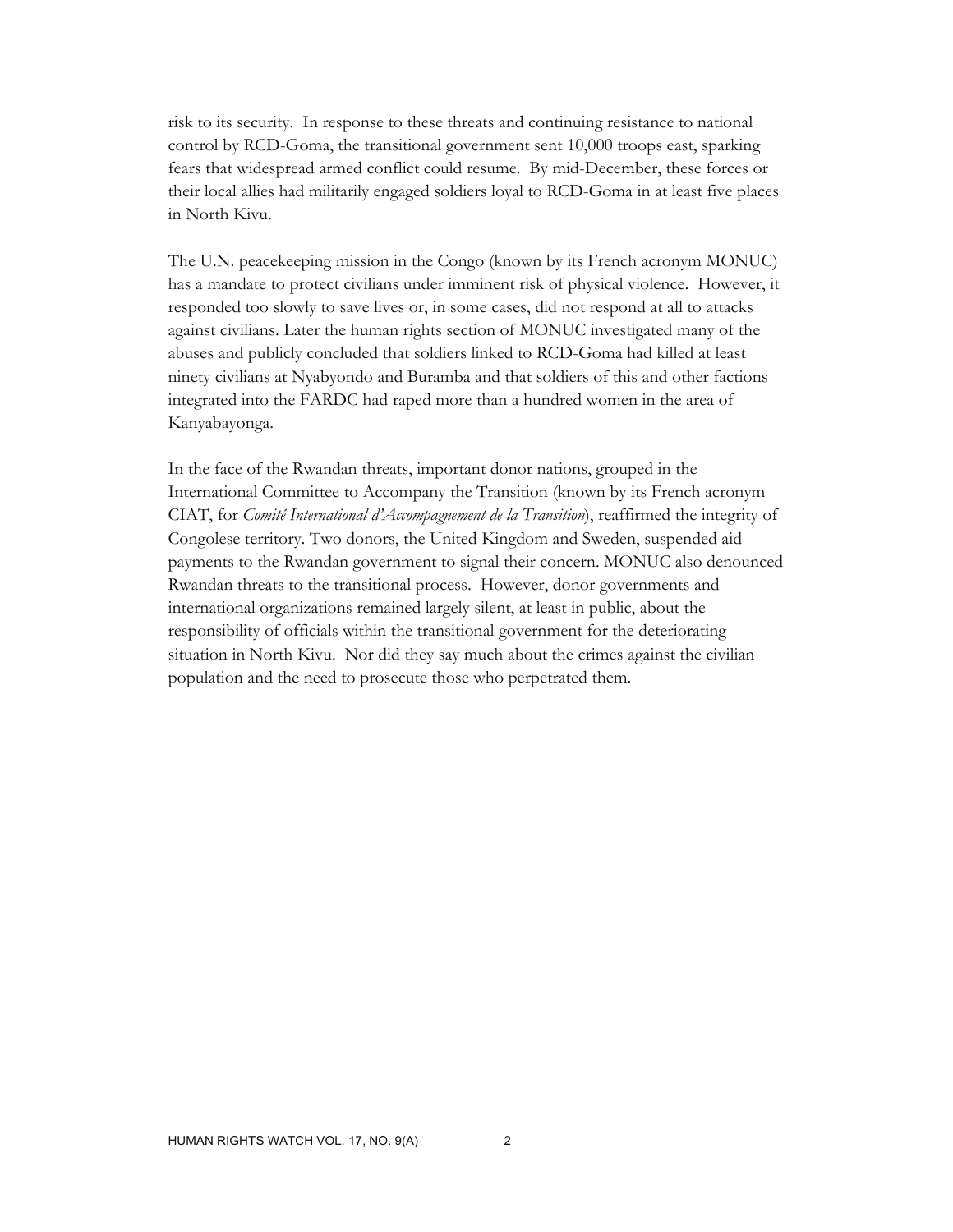risk to its security. In response to these threats and continuing resistance to national control by RCD-Goma, the transitional government sent 10,000 troops east, sparking fears that widespread armed conflict could resume. By mid-December, these forces or their local allies had militarily engaged soldiers loyal to RCD-Goma in at least five places in North Kivu.

The U.N. peacekeeping mission in the Congo (known by its French acronym MONUC) has a mandate to protect civilians under imminent risk of physical violence. However, it responded too slowly to save lives or, in some cases, did not respond at all to attacks against civilians. Later the human rights section of MONUC investigated many of the abuses and publicly concluded that soldiers linked to RCD-Goma had killed at least ninety civilians at Nyabyondo and Buramba and that soldiers of this and other factions integrated into the FARDC had raped more than a hundred women in the area of Kanyabayonga.

In the face of the Rwandan threats, important donor nations, grouped in the International Committee to Accompany the Transition (known by its French acronym CIAT, for *Comité International d'Accompagnement de la Transition*), reaffirmed the integrity of Congolese territory. Two donors, the United Kingdom and Sweden, suspended aid payments to the Rwandan government to signal their concern. MONUC also denounced Rwandan threats to the transitional process. However, donor governments and international organizations remained largely silent, at least in public, about the responsibility of officials within the transitional government for the deteriorating situation in North Kivu. Nor did they say much about the crimes against the civilian population and the need to prosecute those who perpetrated them.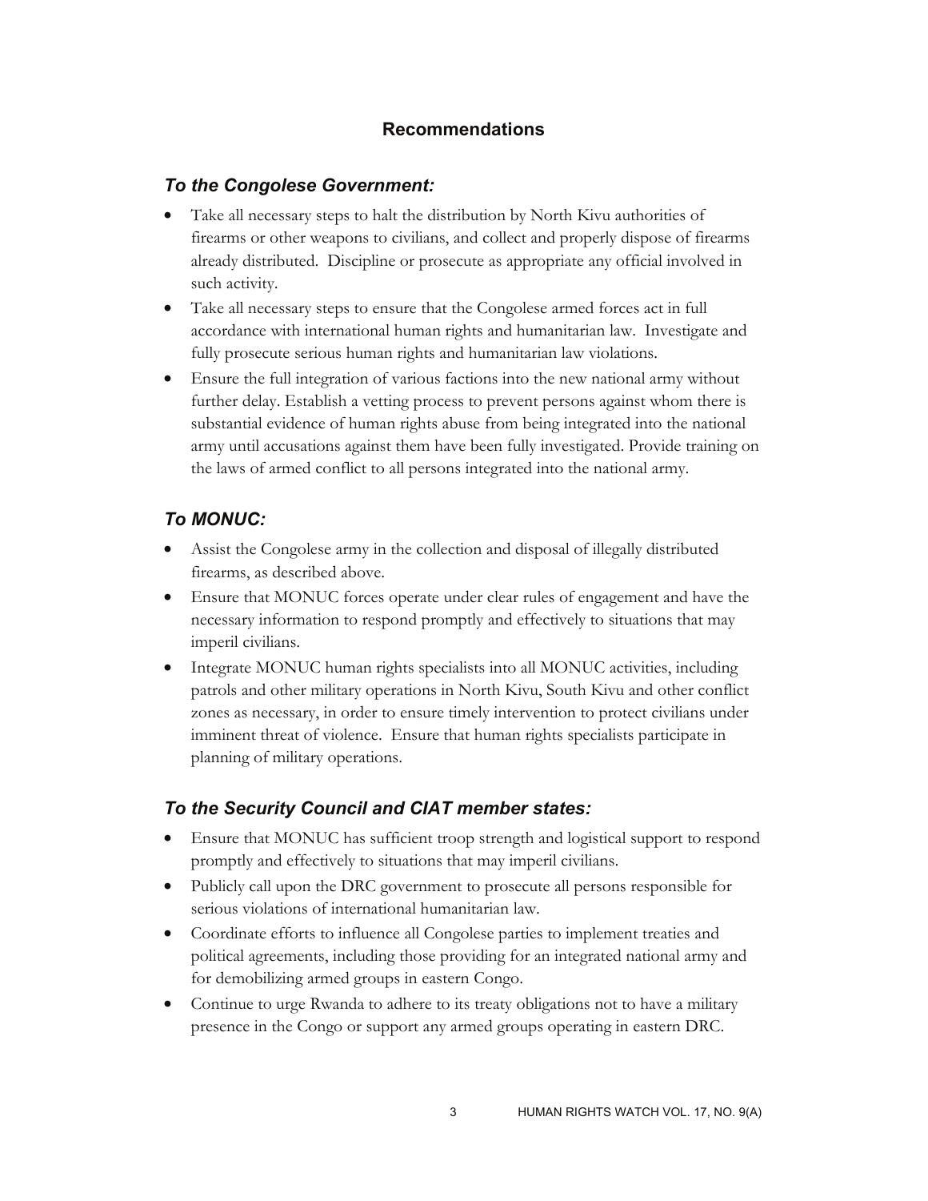## Recommendations

### *To the Congolese Government:*

- Take all necessary steps to halt the distribution by North Kivu authorities of firearms or other weapons to civilians, and collect and properly dispose of firearms already distributed. Discipline or prosecute as appropriate any official involved in such activity.
- Take all necessary steps to ensure that the Congolese armed forces act in full accordance with international human rights and humanitarian law. Investigate and fully prosecute serious human rights and humanitarian law violations.
- Ensure the full integration of various factions into the new national army without further delay. Establish a vetting process to prevent persons against whom there is substantial evidence of human rights abuse from being integrated into the national army until accusations against them have been fully investigated. Provide training on the laws of armed conflict to all persons integrated into the national army.

### *To MONUC:*

- Assist the Congolese army in the collection and disposal of illegally distributed firearms, as described above.
- Ensure that MONUC forces operate under clear rules of engagement and have the necessary information to respond promptly and effectively to situations that may imperil civilians.
- Integrate MONUC human rights specialists into all MONUC activities, including patrols and other military operations in North Kivu, South Kivu and other conflict zones as necessary, in order to ensure timely intervention to protect civilians under imminent threat of violence. Ensure that human rights specialists participate in planning of military operations.

### *To the Security Council and CIAT member states:*

- Ensure that MONUC has sufficient troop strength and logistical support to respond promptly and effectively to situations that may imperil civilians.
- Publicly call upon the DRC government to prosecute all persons responsible for serious violations of international humanitarian law.
- Coordinate efforts to influence all Congolese parties to implement treaties and political agreements, including those providing for an integrated national army and for demobilizing armed groups in eastern Congo.
- Continue to urge Rwanda to adhere to its treaty obligations not to have a military presence in the Congo or support any armed groups operating in eastern DRC.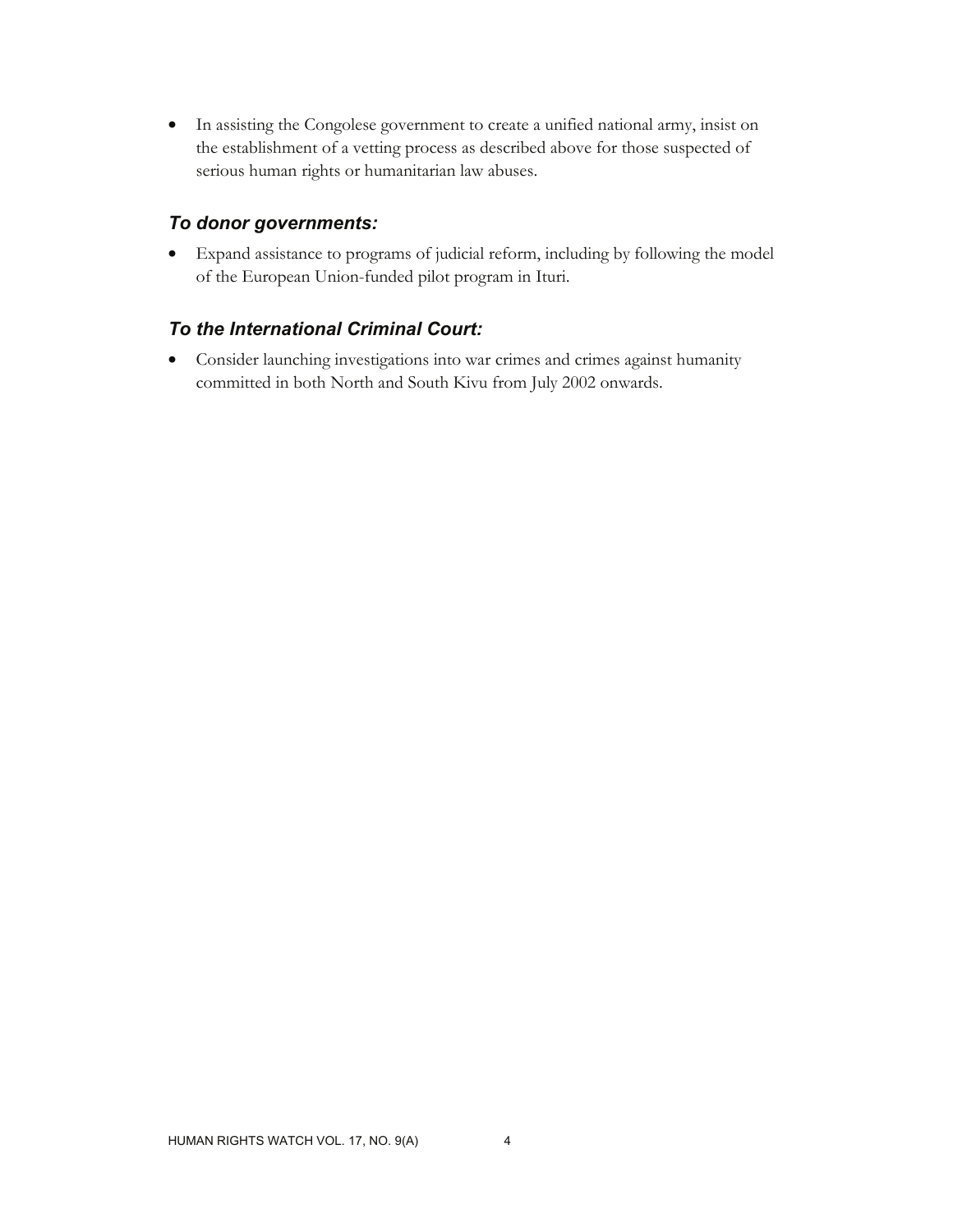- In assisting the Congolese government to create a unified national army, insist on the establishment of a vetting process as described above for those suspected of serious human rights or humanitarian law abuses.

### *To donor governments:*

- Expand assistance to programs of judicial reform, including by following the model of the European Union-funded pilot program in Ituri.

### *To the International Criminal Court:*

- Consider launching investigations into war crimes and crimes against humanity committed in both North and South Kivu from July 2002 onwards.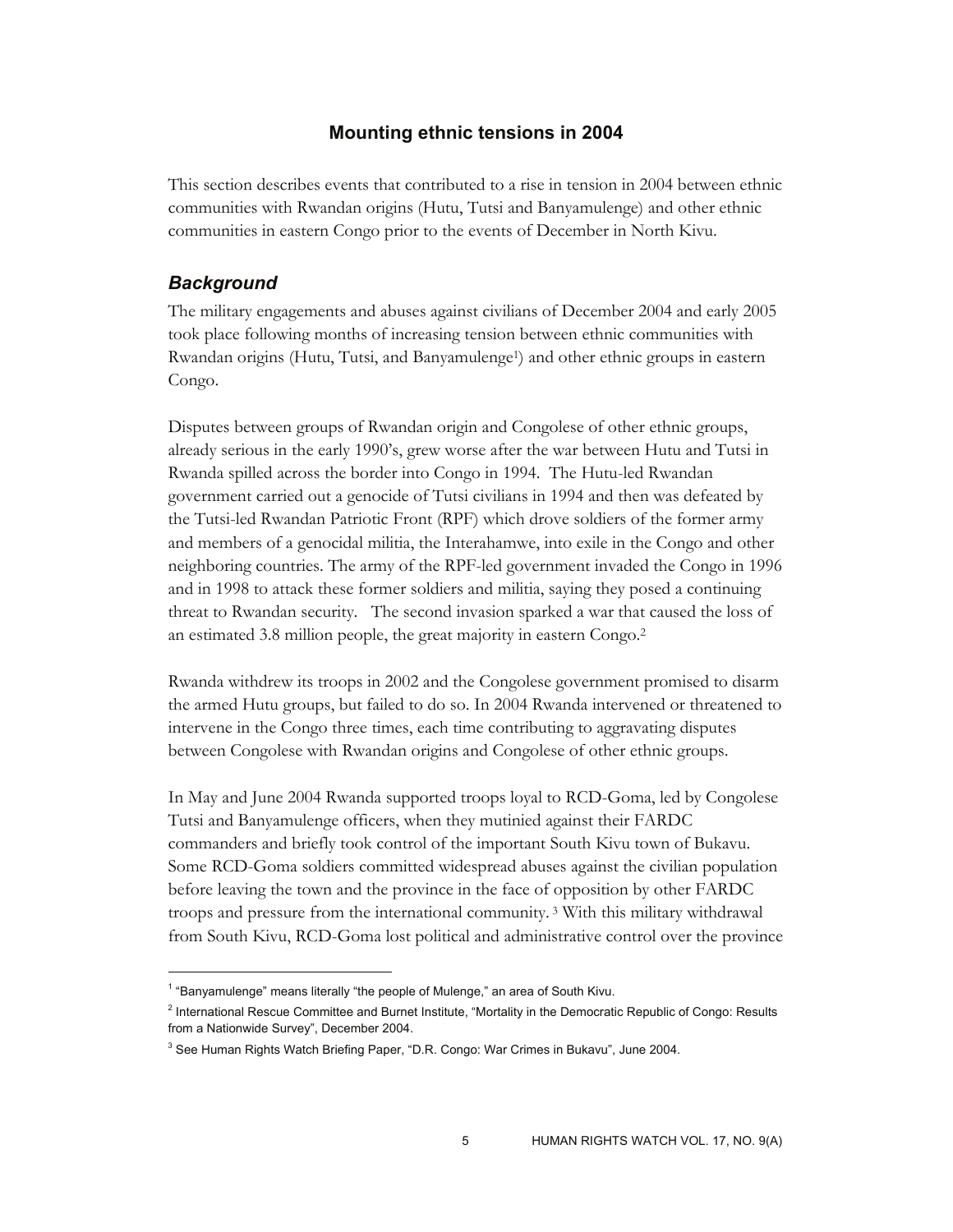## Mounting ethnic tensions in 2004

This section describes events that contributed to a rise in tension in 2004 between ethnic communities with Rwandan origins (Hutu, Tutsi and Banyamulenge) and other ethnic communities in eastern Congo prior to the events of December in North Kivu.

### *Background*

The military engagements and abuses against civilians of December 2004 and early 2005 took place following months of increasing tension between ethnic communities with Rwandan origins (Hutu, Tutsi, and Banyamulenge[1]) and other ethnic groups in eastern Congo.

Disputes between groups of Rwandan origin and Congolese of other ethnic groups, already serious in the early 1990's, grew worse after the war between Hutu and Tutsi in Rwanda spilled across the border into Congo in 1994. The Hutu-led Rwandan government carried out a genocide of Tutsi civilians in 1994 and then was defeated by the Tutsi-led Rwandan Patriotic Front (RPF) which drove soldiers of the former army and members of a genocidal militia, the Interahamwe, into exile in the Congo and other neighboring countries. The army of the RPF-led government invaded the Congo in 1996 and in 1998 to attack these former soldiers and militia, saying they posed a continuing threat to Rwandan security. The second invasion sparked a war that caused the loss of an estimated 3.8 million people, the great majority in eastern Congo.[2]

Rwanda withdrew its troops in 2002 and the Congolese government promised to disarm the armed Hutu groups, but failed to do so. In 2004 Rwanda intervened or threatened to intervene in the Congo three times, each time contributing to aggravating disputes between Congolese with Rwandan origins and Congolese of other ethnic groups.

In May and June 2004 Rwanda supported troops loyal to RCD-Goma, led by Congolese Tutsi and Banyamulenge officers, when they mutinied against their FARDC commanders and briefly took control of the important South Kivu town of Bukavu. Some RCD-Goma soldiers committed widespread abuses against the civilian population before leaving the town and the province in the face of opposition by other FARDC troops and pressure from the international community.[3] With this military withdrawal from South Kivu, RCD-Goma lost political and administrative control over the province

[1] "Banyamulenge" means literally "the people of Mulenge," an area of South Kivu.

[2] International Rescue Committee and Burnet Institute, "Mortality in the Democratic Republic of Congo: Results from a Nationwide Survey", December 2004.

[3] See Human Rights Watch Briefing Paper, "D.R. Congo: War Crimes in Bukavu", June 2004.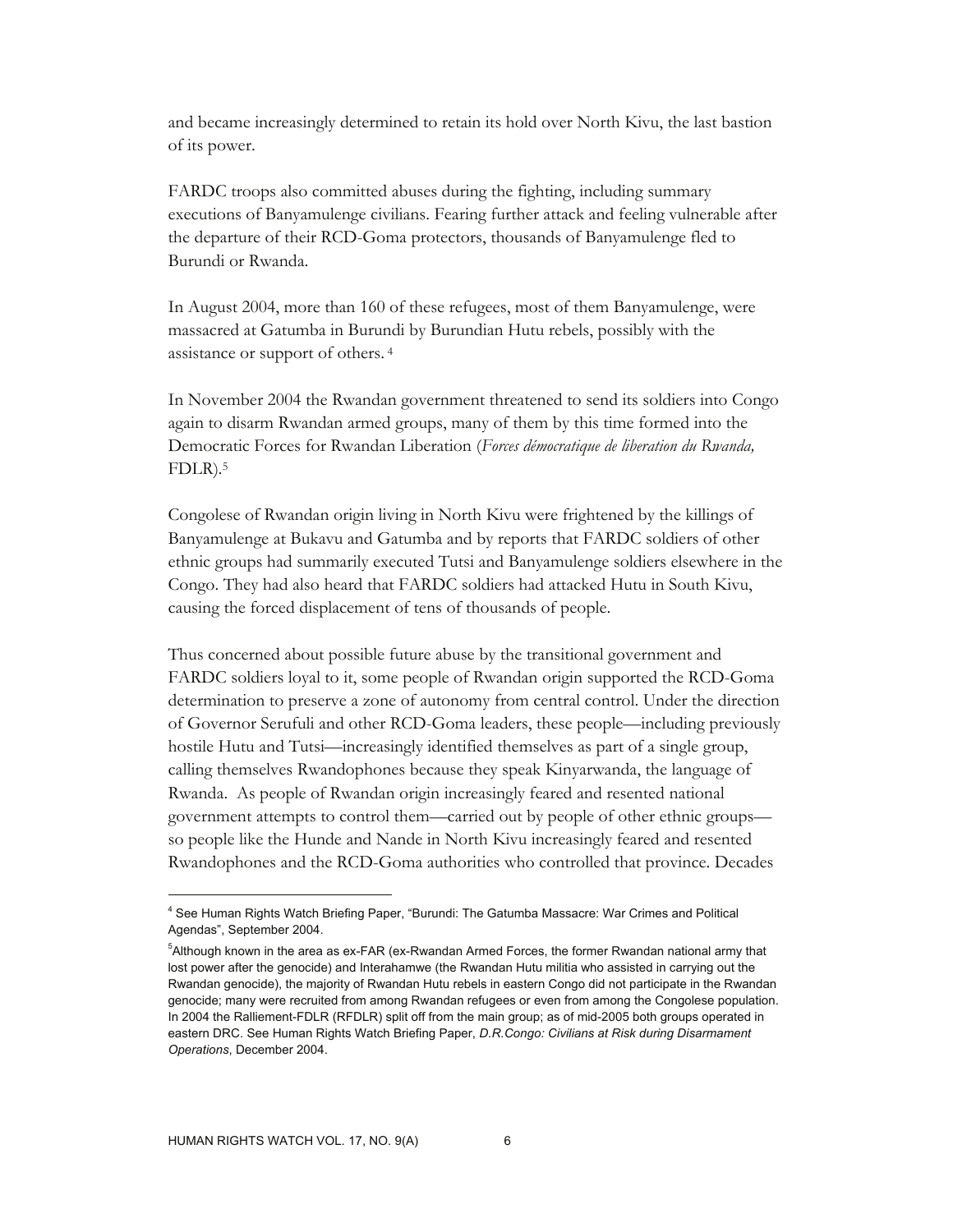and became increasingly determined to retain its hold over North Kivu, the last bastion of its power.

FARDC troops also committed abuses during the fighting, including summary executions of Banyamulenge civilians. Fearing further attack and feeling vulnerable after the departure of their RCD-Goma protectors, thousands of Banyamulenge fled to Burundi or Rwanda.

In August 2004, more than 160 of these refugees, most of them Banyamulenge, were massacred at Gatumba in Burundi by Burundian Hutu rebels, possibly with the assistance or support of others. [4]

In November 2004 the Rwandan government threatened to send its soldiers into Congo again to disarm Rwandan armed groups, many of them by this time formed into the Democratic Forces for Rwandan Liberation (*Forces démocratique de liberation du Rwanda,* FDLR).[5]

Congolese of Rwandan origin living in North Kivu were frightened by the killings of Banyamulenge at Bukavu and Gatumba and by reports that FARDC soldiers of other ethnic groups had summarily executed Tutsi and Banyamulenge soldiers elsewhere in the Congo. They had also heard that FARDC soldiers had attacked Hutu in South Kivu, causing the forced displacement of tens of thousands of people.

Thus concerned about possible future abuse by the transitional government and FARDC soldiers loyal to it, some people of Rwandan origin supported the RCD-Goma determination to preserve a zone of autonomy from central control. Under the direction of Governor Serufuli and other RCD-Goma leaders, these people—including previously hostile Hutu and Tutsi—increasingly identified themselves as part of a single group, calling themselves Rwandophones because they speak Kinyarwanda, the language of Rwanda. As people of Rwandan origin increasingly feared and resented national government attempts to control them—carried out by people of other ethnic groups—so people like the Hunde and Nande in North Kivu increasingly feared and resented Rwandophones and the RCD-Goma authorities who controlled that province. Decades

---

[4] See Human Rights Watch Briefing Paper, "Burundi: The Gatumba Massacre: War Crimes and Political Agendas", September 2004.

[5] Although known in the area as ex-FAR (ex-Rwandan Armed Forces, the former Rwandan national army that lost power after the genocide) and Interahamwe (the Rwandan Hutu militia who assisted in carrying out the Rwandan genocide), the majority of Rwandan Hutu rebels in eastern Congo did not participate in the Rwandan genocide; many were recruited from among Rwandan refugees or even from among the Congolese population. In 2004 the Ralliement-FDLR (RFDLR) split off from the main group; as of mid-2005 both groups operated in eastern DRC. See Human Rights Watch Briefing Paper, *D.R.Congo: Civilians at Risk during Disarmament Operations*, December 2004.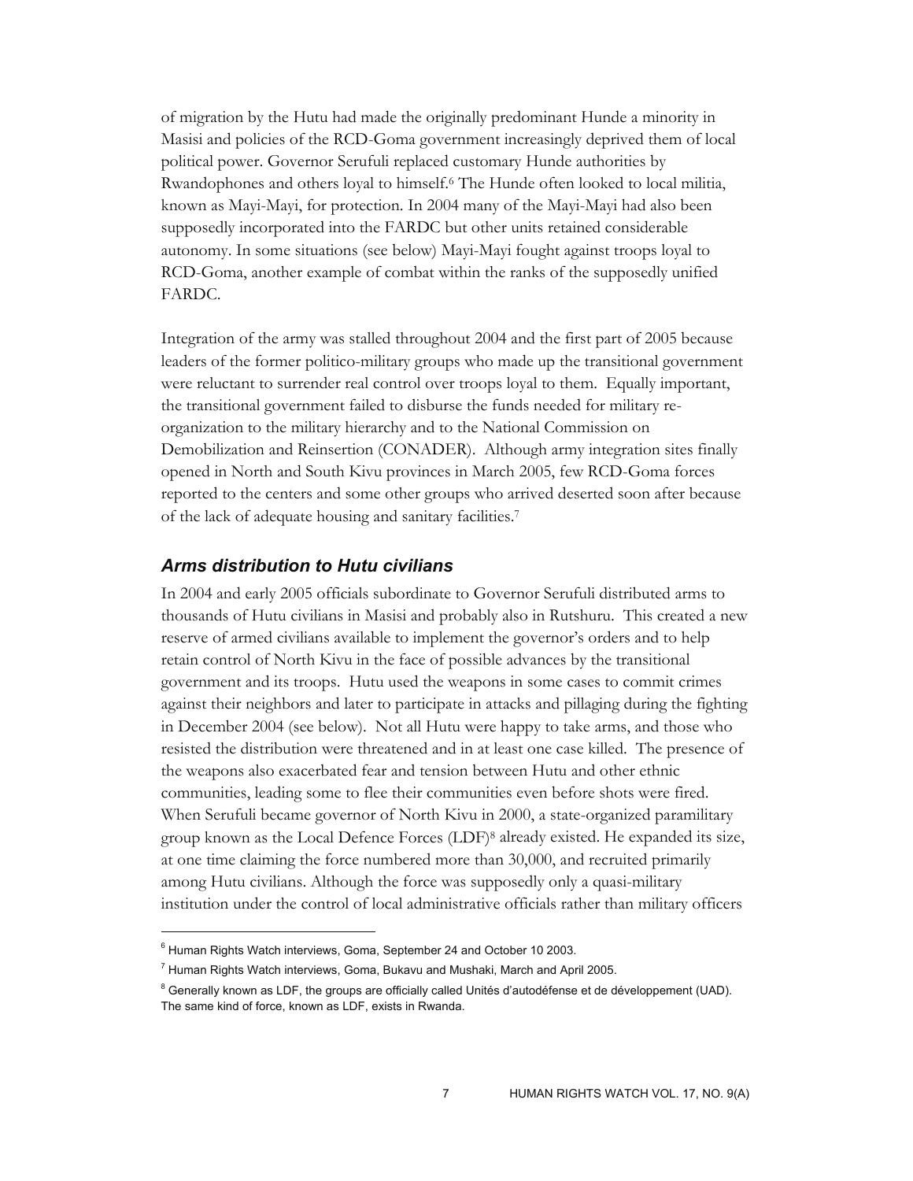of migration by the Hutu had made the originally predominant Hunde a minority in Masisi and policies of the RCD-Goma government increasingly deprived them of local political power. Governor Serufuli replaced customary Hunde authorities by Rwandophones and others loyal to himself.[6] The Hunde often looked to local militia, known as Mayi-Mayi, for protection. In 2004 many of the Mayi-Mayi had also been supposedly incorporated into the FARDC but other units retained considerable autonomy. In some situations (see below) Mayi-Mayi fought against troops loyal to RCD-Goma, another example of combat within the ranks of the supposedly unified FARDC.

Integration of the army was stalled throughout 2004 and the first part of 2005 because leaders of the former politico-military groups who made up the transitional government were reluctant to surrender real control over troops loyal to them. Equally important, the transitional government failed to disburse the funds needed for military re-organization to the military hierarchy and to the National Commission on Demobilization and Reinsertion (CONADER). Although army integration sites finally opened in North and South Kivu provinces in March 2005, few RCD-Goma forces reported to the centers and some other groups who arrived deserted soon after because of the lack of adequate housing and sanitary facilities.[7]

### *Arms distribution to Hutu civilians*

In 2004 and early 2005 officials subordinate to Governor Serufuli distributed arms to thousands of Hutu civilians in Masisi and probably also in Rutshuru. This created a new reserve of armed civilians available to implement the governor's orders and to help retain control of North Kivu in the face of possible advances by the transitional government and its troops. Hutu used the weapons in some cases to commit crimes against their neighbors and later to participate in attacks and pillaging during the fighting in December 2004 (see below). Not all Hutu were happy to take arms, and those who resisted the distribution were threatened and in at least one case killed. The presence of the weapons also exacerbated fear and tension between Hutu and other ethnic communities, leading some to flee their communities even before shots were fired. When Serufuli became governor of North Kivu in 2000, a state-organized paramilitary group known as the Local Defence Forces (LDF)[8] already existed. He expanded its size, at one time claiming the force numbered more than 30,000, and recruited primarily among Hutu civilians. Although the force was supposedly only a quasi-military institution under the control of local administrative officials rather than military officers

---

[6] Human Rights Watch interviews, Goma, September 24 and October 10 2003.

[7] Human Rights Watch interviews, Goma, Bukavu and Mushaki, March and April 2005.

[8] Generally known as LDF, the groups are officially called Unités d'autodéfense et de développement (UAD). The same kind of force, known as LDF, exists in Rwanda.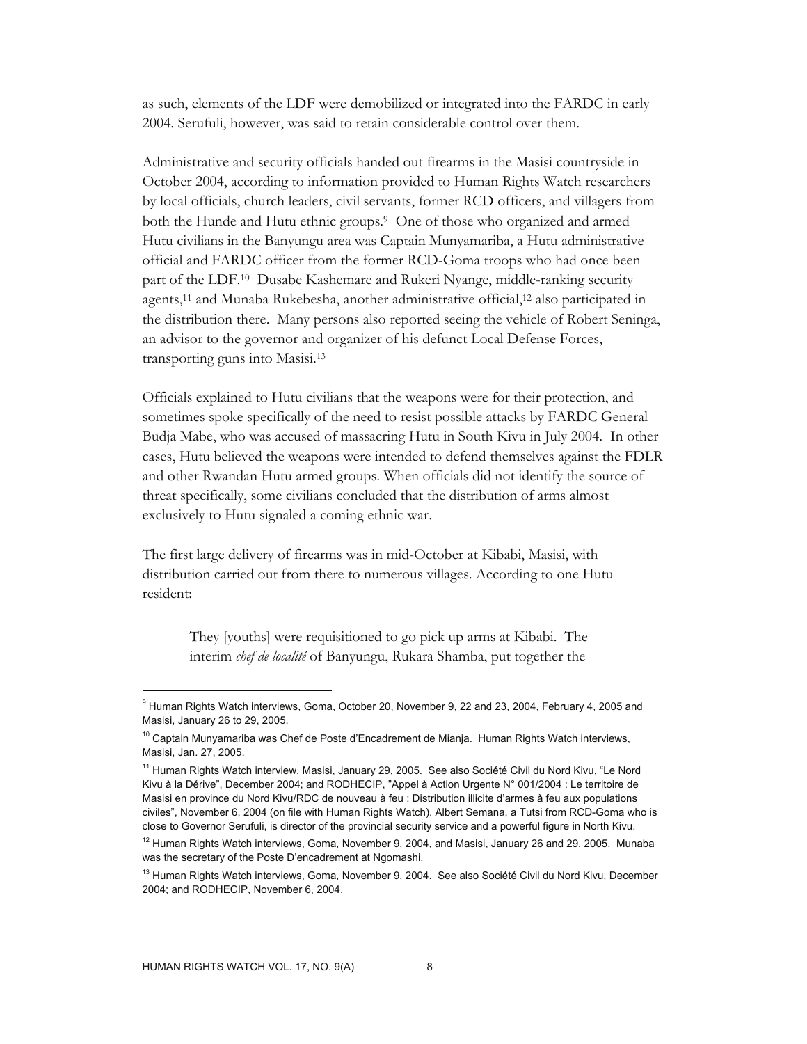as such, elements of the LDF were demobilized or integrated into the FARDC in early 2004. Serufuli, however, was said to retain considerable control over them.

Administrative and security officials handed out firearms in the Masisi countryside in October 2004, according to information provided to Human Rights Watch researchers by local officials, church leaders, civil servants, former RCD officers, and villagers from both the Hunde and Hutu ethnic groups.[9] One of those who organized and armed Hutu civilians in the Banyungu area was Captain Munyamariba, a Hutu administrative official and FARDC officer from the former RCD-Goma troops who had once been part of the LDF.[10] Dusabe Kashemare and Rukeri Nyange, middle-ranking security agents,[11] and Munaba Rukebesha, another administrative official,[12] also participated in the distribution there. Many persons also reported seeing the vehicle of Robert Seninga, an advisor to the governor and organizer of his defunct Local Defense Forces, transporting guns into Masisi.[13]

Officials explained to Hutu civilians that the weapons were for their protection, and sometimes spoke specifically of the need to resist possible attacks by FARDC General Budja Mabe, who was accused of massacring Hutu in South Kivu in July 2004. In other cases, Hutu believed the weapons were intended to defend themselves against the FDLR and other Rwandan Hutu armed groups. When officials did not identify the source of threat specifically, some civilians concluded that the distribution of arms almost exclusively to Hutu signaled a coming ethnic war.

The first large delivery of firearms was in mid-October at Kibabi, Masisi, with distribution carried out from there to numerous villages. According to one Hutu resident:

> They [youths] were requisitioned to go pick up arms at Kibabi. The interim *chef de localité* of Banyungu, Rukara Shamba, put together the

---

[9] Human Rights Watch interviews, Goma, October 20, November 9, 22 and 23, 2004, February 4, 2005 and Masisi, January 26 to 29, 2005.

[10] Captain Munyamariba was Chef de Poste d'Encadrement de Mianja. Human Rights Watch interviews, Masisi, Jan. 27, 2005.

[11] Human Rights Watch interview, Masisi, January 29, 2005. See also Société Civil du Nord Kivu, "Le Nord Kivu à la Dérive", December 2004; and RODHECIP, "Appel à Action Urgente N° 001/2004 : Le territoire de Masisi en province du Nord Kivu/RDC de nouveau à feu : Distribution illicite d'armes à feu aux populations civiles", November 6, 2004 (on file with Human Rights Watch). Albert Semana, a Tutsi from RCD-Goma who is close to Governor Serufuli, is director of the provincial security service and a powerful figure in North Kivu.

[12] Human Rights Watch interviews, Goma, November 9, 2004, and Masisi, January 26 and 29, 2005. Munaba was the secretary of the Poste D'encadrement at Ngomashi.

[13] Human Rights Watch interviews, Goma, November 9, 2004. See also Société Civil du Nord Kivu, December 2004; and RODHECIP, November 6, 2004.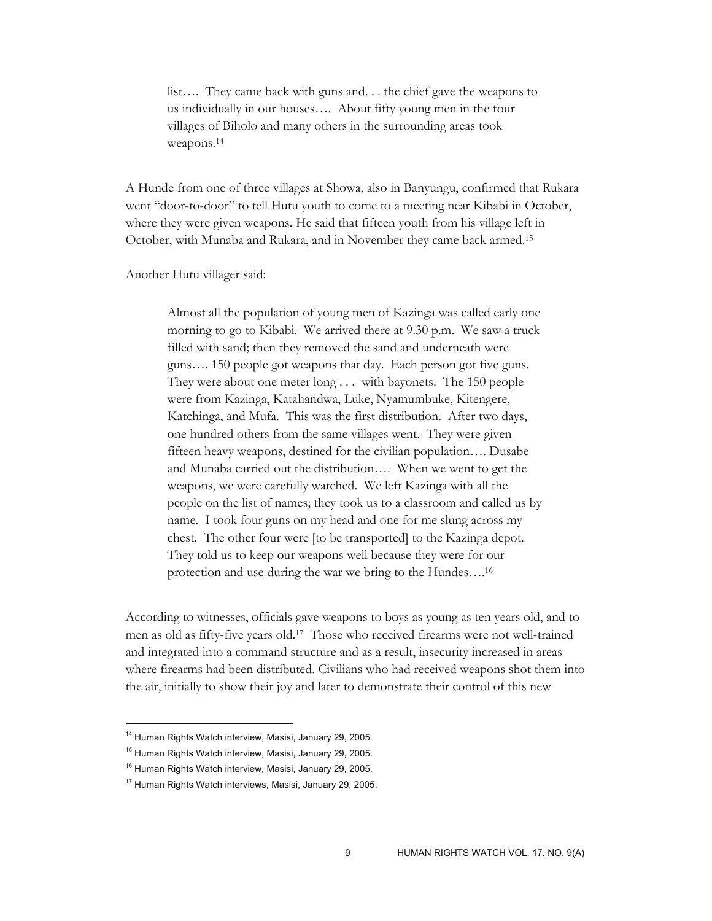> list…. They came back with guns and. . . the chief gave the weapons to us individually in our houses…. About fifty young men in the four villages of Biholo and many others in the surrounding areas took weapons.[14]

A Hunde from one of three villages at Showa, also in Banyungu, confirmed that Rukara went "door-to-door" to tell Hutu youth to come to a meeting near Kibabi in October, where they were given weapons. He said that fifteen youth from his village left in October, with Munaba and Rukara, and in November they came back armed.[15]

Another Hutu villager said:

> Almost all the population of young men of Kazinga was called early one morning to go to Kibabi. We arrived there at 9.30 p.m. We saw a truck filled with sand; then they removed the sand and underneath were guns…. 150 people got weapons that day. Each person got five guns. They were about one meter long . . . with bayonets. The 150 people were from Kazinga, Katahandwa, Luke, Nyamumbuke, Kitengere, Katchinga, and Mufa. This was the first distribution. After two days, one hundred others from the same villages went. They were given fifteen heavy weapons, destined for the civilian population…. Dusabe and Munaba carried out the distribution…. When we went to get the weapons, we were carefully watched. We left Kazinga with all the people on the list of names; they took us to a classroom and called us by name. I took four guns on my head and one for me slung across my chest. The other four were [to be transported] to the Kazinga depot. They told us to keep our weapons well because they were for our protection and use during the war we bring to the Hundes….[16]

According to witnesses, officials gave weapons to boys as young as ten years old, and to men as old as fifty-five years old.[17] Those who received firearms were not well-trained and integrated into a command structure and as a result, insecurity increased in areas where firearms had been distributed. Civilians who had received weapons shot them into the air, initially to show their joy and later to demonstrate their control of this new

---

[14] Human Rights Watch interview, Masisi, January 29, 2005.

[15] Human Rights Watch interview, Masisi, January 29, 2005.

[16] Human Rights Watch interview, Masisi, January 29, 2005.

[17] Human Rights Watch interviews, Masisi, January 29, 2005.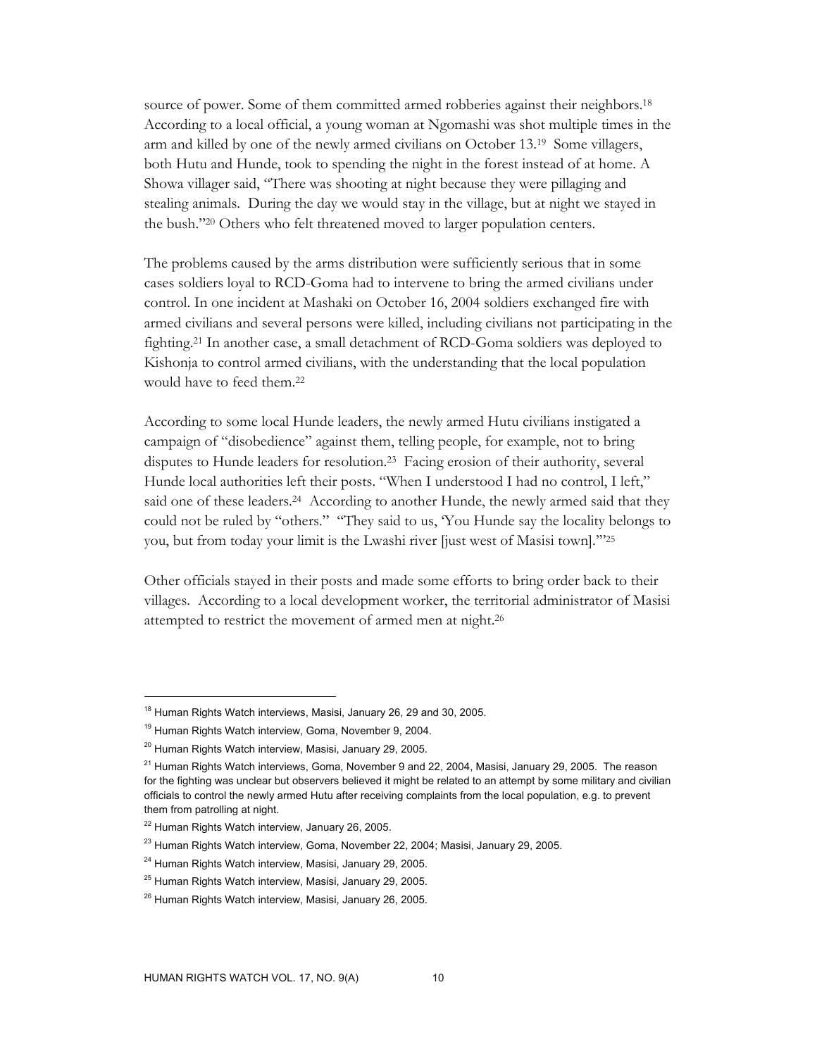source of power. Some of them committed armed robberies against their neighbors.[18] According to a local official, a young woman at Ngomashi was shot multiple times in the arm and killed by one of the newly armed civilians on October 13.[19] Some villagers, both Hutu and Hunde, took to spending the night in the forest instead of at home. A Showa villager said, "There was shooting at night because they were pillaging and stealing animals. During the day we would stay in the village, but at night we stayed in the bush."[20] Others who felt threatened moved to larger population centers.

The problems caused by the arms distribution were sufficiently serious that in some cases soldiers loyal to RCD-Goma had to intervene to bring the armed civilians under control. In one incident at Mashaki on October 16, 2004 soldiers exchanged fire with armed civilians and several persons were killed, including civilians not participating in the fighting.[21] In another case, a small detachment of RCD-Goma soldiers was deployed to Kishonja to control armed civilians, with the understanding that the local population would have to feed them.[22]

According to some local Hunde leaders, the newly armed Hutu civilians instigated a campaign of "disobedience" against them, telling people, for example, not to bring disputes to Hunde leaders for resolution.[23] Facing erosion of their authority, several Hunde local authorities left their posts. "When I understood I had no control, I left," said one of these leaders.[24] According to another Hunde, the newly armed said that they could not be ruled by "others." "They said to us, 'You Hunde say the locality belongs to you, but from today your limit is the Lwashi river [just west of Masisi town].'"[25]

Other officials stayed in their posts and made some efforts to bring order back to their villages. According to a local development worker, the territorial administrator of Masisi attempted to restrict the movement of armed men at night.[26]

---

[18] Human Rights Watch interviews, Masisi, January 26, 29 and 30, 2005.

[19] Human Rights Watch interview, Goma, November 9, 2004.

[20] Human Rights Watch interview, Masisi, January 29, 2005.

[21] Human Rights Watch interviews, Goma, November 9 and 22, 2004, Masisi, January 29, 2005. The reason for the fighting was unclear but observers believed it might be related to an attempt by some military and civilian officials to control the newly armed Hutu after receiving complaints from the local population, e.g. to prevent them from patrolling at night.

[22] Human Rights Watch interview, January 26, 2005.

[23] Human Rights Watch interview, Goma, November 22, 2004; Masisi, January 29, 2005.

[24] Human Rights Watch interview, Masisi, January 29, 2005.

[25] Human Rights Watch interview, Masisi, January 29, 2005.

[26] Human Rights Watch interview, Masisi, January 26, 2005.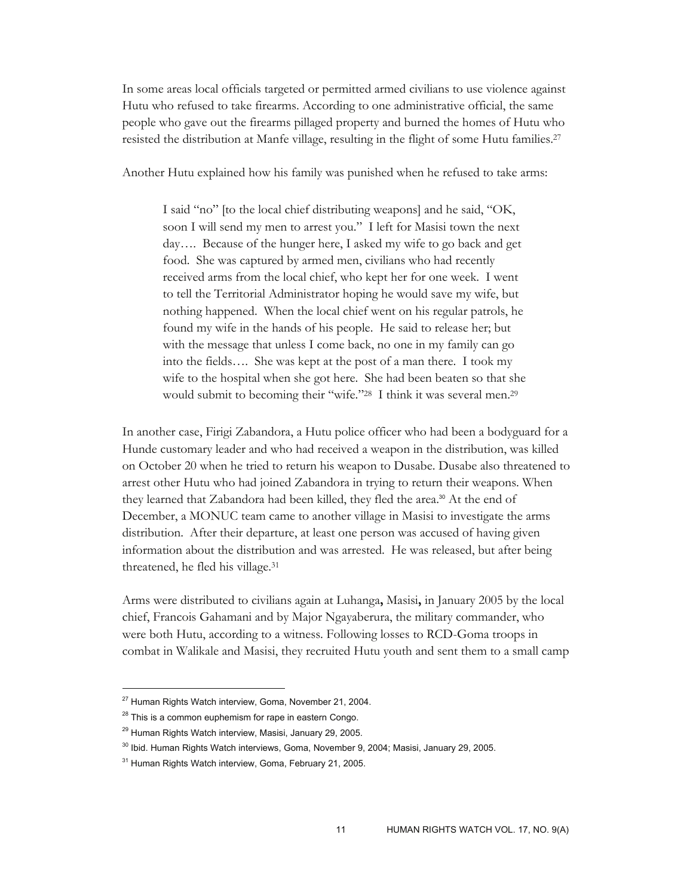In some areas local officials targeted or permitted armed civilians to use violence against Hutu who refused to take firearms. According to one administrative official, the same people who gave out the firearms pillaged property and burned the homes of Hutu who resisted the distribution at Manfe village, resulting in the flight of some Hutu families.[27]

Another Hutu explained how his family was punished when he refused to take arms:

> I said "no" [to the local chief distributing weapons] and he said, "OK, soon I will send my men to arrest you." I left for Masisi town the next day…. Because of the hunger here, I asked my wife to go back and get food. She was captured by armed men, civilians who had recently received arms from the local chief, who kept her for one week. I went to tell the Territorial Administrator hoping he would save my wife, but nothing happened. When the local chief went on his regular patrols, he found my wife in the hands of his people. He said to release her; but with the message that unless I come back, no one in my family can go into the fields…. She was kept at the post of a man there. I took my wife to the hospital when she got here. She had been beaten so that she would submit to becoming their "wife."[28] I think it was several men.[29]

In another case, Firigi Zabandora, a Hutu police officer who had been a bodyguard for a Hunde customary leader and who had received a weapon in the distribution, was killed on October 20 when he tried to return his weapon to Dusabe. Dusabe also threatened to arrest other Hutu who had joined Zabandora in trying to return their weapons. When they learned that Zabandora had been killed, they fled the area.[30] At the end of December, a MONUC team came to another village in Masisi to investigate the arms distribution. After their departure, at least one person was accused of having given information about the distribution and was arrested. He was released, but after being threatened, he fled his village.[31]

Arms were distributed to civilians again at Luhanga**,** Masisi**,** in January 2005 by the local chief, Francois Gahamani and by Major Ngayaberura, the military commander, who were both Hutu, according to a witness. Following losses to RCD-Goma troops in combat in Walikale and Masisi, they recruited Hutu youth and sent them to a small camp

---

[27] Human Rights Watch interview, Goma, November 21, 2004.

[28] This is a common euphemism for rape in eastern Congo.

[29] Human Rights Watch interview, Masisi, January 29, 2005.

[30] Ibid. Human Rights Watch interviews, Goma, November 9, 2004; Masisi, January 29, 2005.

[31] Human Rights Watch interview, Goma, February 21, 2005.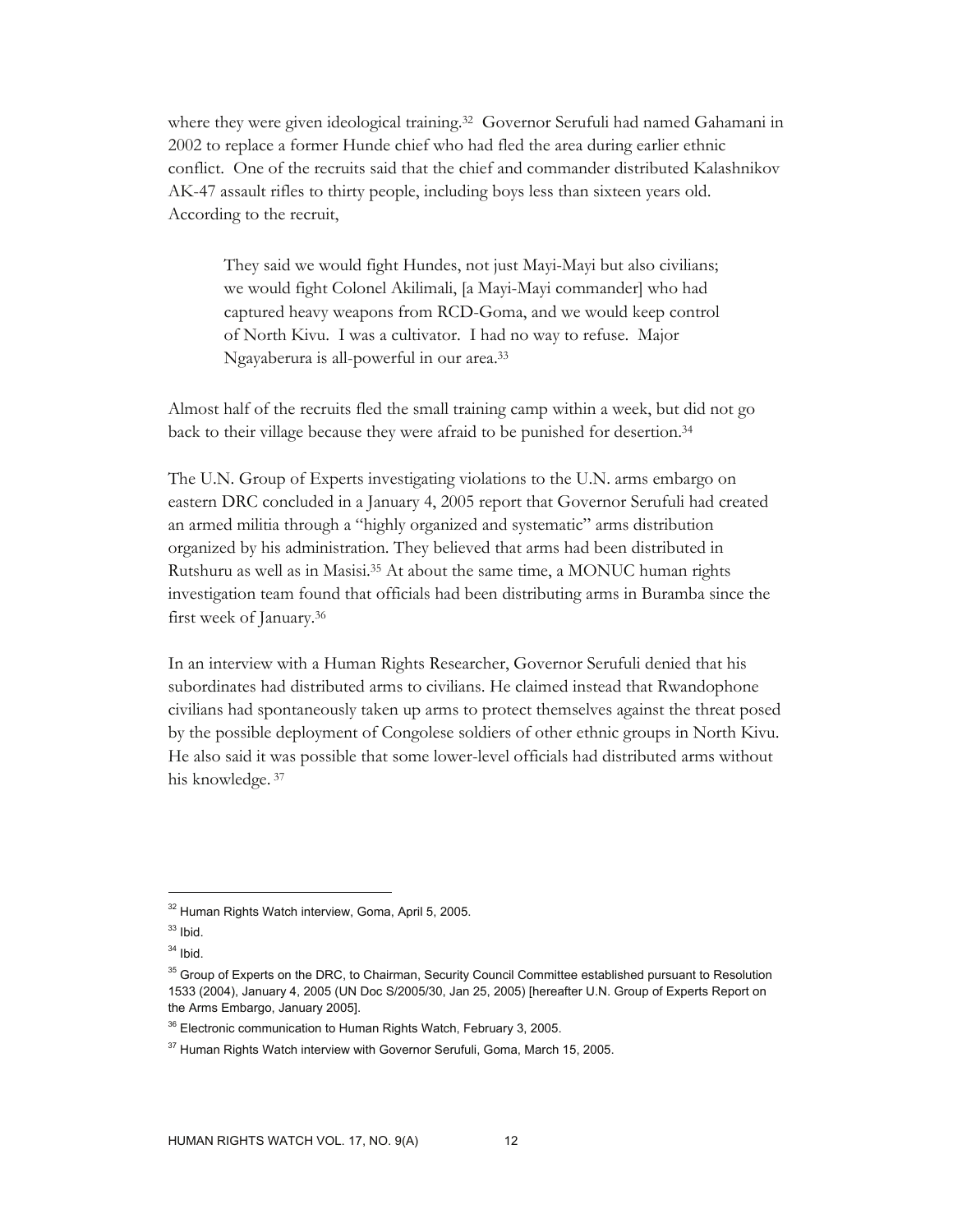where they were given ideological training.[32] Governor Serufuli had named Gahamani in 2002 to replace a former Hunde chief who had fled the area during earlier ethnic conflict. One of the recruits said that the chief and commander distributed Kalashnikov AK-47 assault rifles to thirty people, including boys less than sixteen years old. According to the recruit,

> They said we would fight Hundes, not just Mayi-Mayi but also civilians; we would fight Colonel Akilimali, [a Mayi-Mayi commander] who had captured heavy weapons from RCD-Goma, and we would keep control of North Kivu. I was a cultivator. I had no way to refuse. Major Ngayaberura is all-powerful in our area.[33]

Almost half of the recruits fled the small training camp within a week, but did not go back to their village because they were afraid to be punished for desertion.[34]

The U.N. Group of Experts investigating violations to the U.N. arms embargo on eastern DRC concluded in a January 4, 2005 report that Governor Serufuli had created an armed militia through a "highly organized and systematic" arms distribution organized by his administration. They believed that arms had been distributed in Rutshuru as well as in Masisi.[35] At about the same time, a MONUC human rights investigation team found that officials had been distributing arms in Buramba since the first week of January.[36]

In an interview with a Human Rights Researcher, Governor Serufuli denied that his subordinates had distributed arms to civilians. He claimed instead that Rwandophone civilians had spontaneously taken up arms to protect themselves against the threat posed by the possible deployment of Congolese soldiers of other ethnic groups in North Kivu. He also said it was possible that some lower-level officials had distributed arms without his knowledge.[37]

---

[32] Human Rights Watch interview, Goma, April 5, 2005.

[33] Ibid.

[34] Ibid.

[35] Group of Experts on the DRC, to Chairman, Security Council Committee established pursuant to Resolution 1533 (2004), January 4, 2005 (UN Doc S/2005/30, Jan 25, 2005) [hereafter U.N. Group of Experts Report on the Arms Embargo, January 2005].

[36] Electronic communication to Human Rights Watch, February 3, 2005.

[37] Human Rights Watch interview with Governor Serufuli, Goma, March 15, 2005.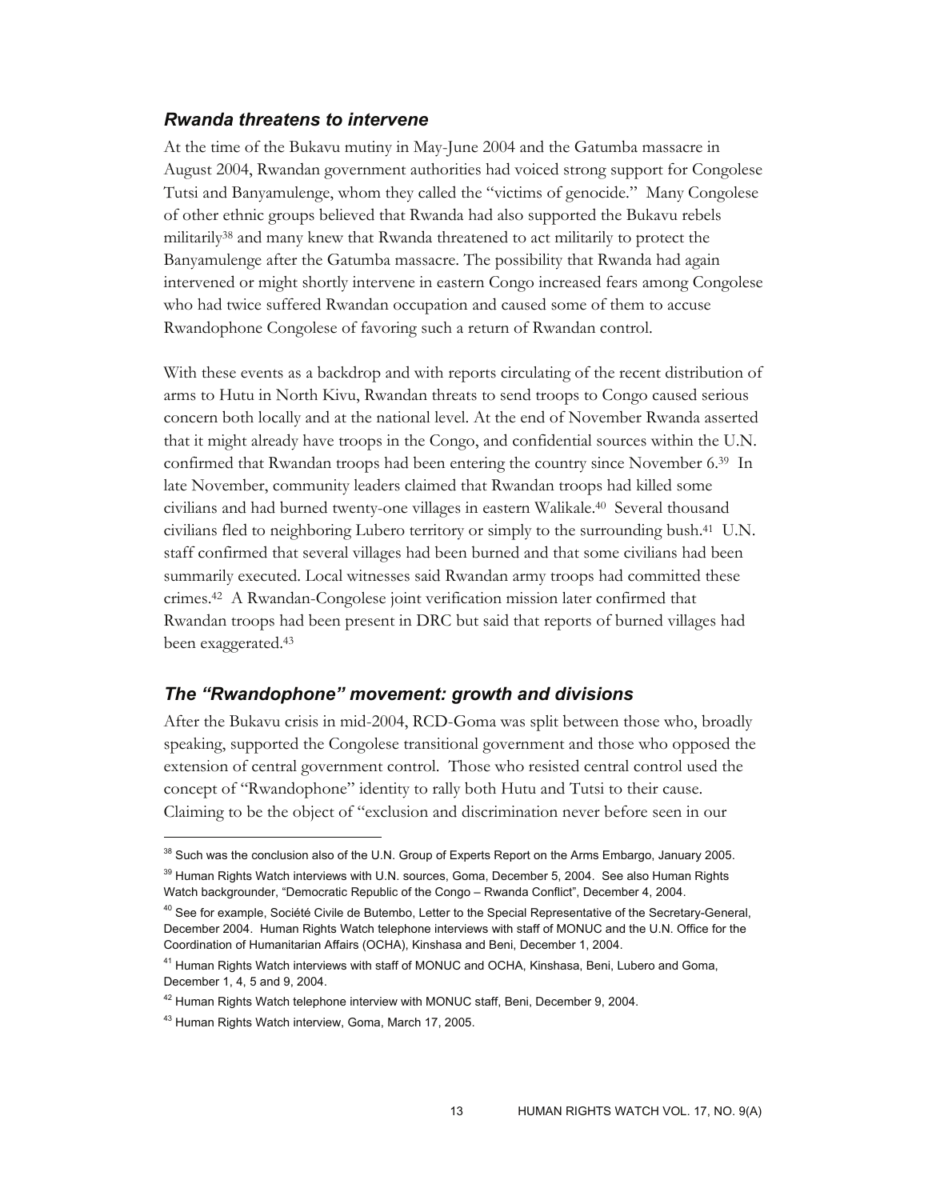### *Rwanda threatens to intervene*

At the time of the Bukavu mutiny in May-June 2004 and the Gatumba massacre in August 2004, Rwandan government authorities had voiced strong support for Congolese Tutsi and Banyamulenge, whom they called the "victims of genocide." Many Congolese of other ethnic groups believed that Rwanda had also supported the Bukavu rebels militarily[38] and many knew that Rwanda threatened to act militarily to protect the Banyamulenge after the Gatumba massacre. The possibility that Rwanda had again intervened or might shortly intervene in eastern Congo increased fears among Congolese who had twice suffered Rwandan occupation and caused some of them to accuse Rwandophone Congolese of favoring such a return of Rwandan control.

With these events as a backdrop and with reports circulating of the recent distribution of arms to Hutu in North Kivu, Rwandan threats to send troops to Congo caused serious concern both locally and at the national level. At the end of November Rwanda asserted that it might already have troops in the Congo, and confidential sources within the U.N. confirmed that Rwandan troops had been entering the country since November 6.[39] In late November, community leaders claimed that Rwandan troops had killed some civilians and had burned twenty-one villages in eastern Walikale.[40] Several thousand civilians fled to neighboring Lubero territory or simply to the surrounding bush.[41] U.N. staff confirmed that several villages had been burned and that some civilians had been summarily executed. Local witnesses said Rwandan army troops had committed these crimes.[42] A Rwandan-Congolese joint verification mission later confirmed that Rwandan troops had been present in DRC but said that reports of burned villages had been exaggerated.[43]

### *The "Rwandophone" movement: growth and divisions*

After the Bukavu crisis in mid-2004, RCD-Goma was split between those who, broadly speaking, supported the Congolese transitional government and those who opposed the extension of central government control. Those who resisted central control used the concept of "Rwandophone" identity to rally both Hutu and Tutsi to their cause. Claiming to be the object of "exclusion and discrimination never before seen in our

---

[38] Such was the conclusion also of the U.N. Group of Experts Report on the Arms Embargo, January 2005.

[39] Human Rights Watch interviews with U.N. sources, Goma, December 5, 2004. See also Human Rights Watch backgrounder, "Democratic Republic of the Congo – Rwanda Conflict", December 4, 2004.

[40] See for example, Société Civile de Butembo, Letter to the Special Representative of the Secretary-General, December 2004. Human Rights Watch telephone interviews with staff of MONUC and the U.N. Office for the Coordination of Humanitarian Affairs (OCHA), Kinshasa and Beni, December 1, 2004.

[41] Human Rights Watch interviews with staff of MONUC and OCHA, Kinshasa, Beni, Lubero and Goma, December 1, 4, 5 and 9, 2004.

[42] Human Rights Watch telephone interview with MONUC staff, Beni, December 9, 2004.

[43] Human Rights Watch interview, Goma, March 17, 2005.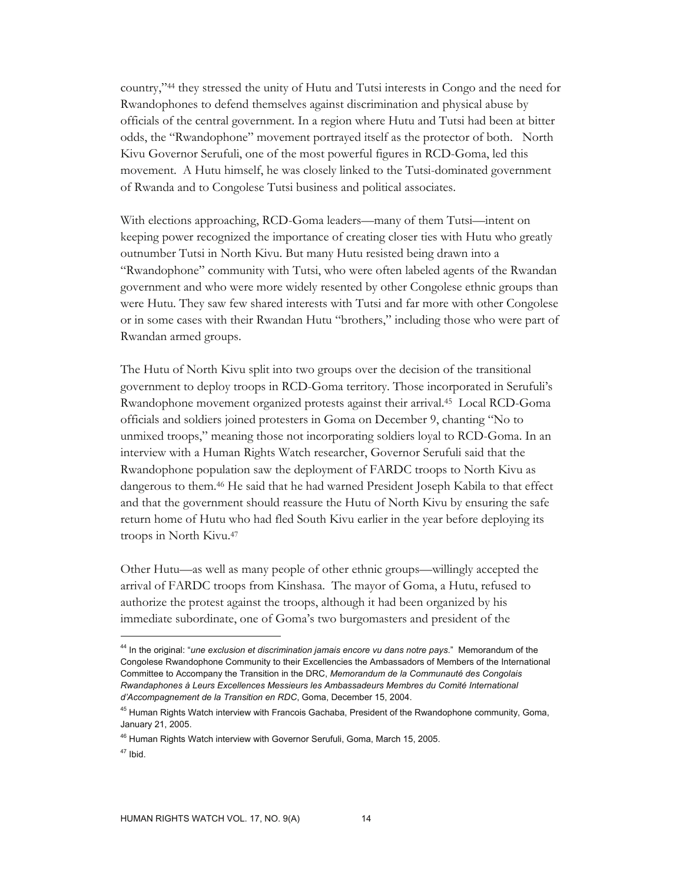country,"[44] they stressed the unity of Hutu and Tutsi interests in Congo and the need for Rwandophones to defend themselves against discrimination and physical abuse by officials of the central government. In a region where Hutu and Tutsi had been at bitter odds, the "Rwandophone" movement portrayed itself as the protector of both. North Kivu Governor Serufuli, one of the most powerful figures in RCD-Goma, led this movement. A Hutu himself, he was closely linked to the Tutsi-dominated government of Rwanda and to Congolese Tutsi business and political associates.

With elections approaching, RCD-Goma leaders—many of them Tutsi—intent on keeping power recognized the importance of creating closer ties with Hutu who greatly outnumber Tutsi in North Kivu. But many Hutu resisted being drawn into a "Rwandophone" community with Tutsi, who were often labeled agents of the Rwandan government and who were more widely resented by other Congolese ethnic groups than were Hutu. They saw few shared interests with Tutsi and far more with other Congolese or in some cases with their Rwandan Hutu "brothers," including those who were part of Rwandan armed groups.

The Hutu of North Kivu split into two groups over the decision of the transitional government to deploy troops in RCD-Goma territory. Those incorporated in Serufuli's Rwandophone movement organized protests against their arrival.[45] Local RCD-Goma officials and soldiers joined protesters in Goma on December 9, chanting "No to unmixed troops," meaning those not incorporating soldiers loyal to RCD-Goma. In an interview with a Human Rights Watch researcher, Governor Serufuli said that the Rwandophone population saw the deployment of FARDC troops to North Kivu as dangerous to them.[46] He said that he had warned President Joseph Kabila to that effect and that the government should reassure the Hutu of North Kivu by ensuring the safe return home of Hutu who had fled South Kivu earlier in the year before deploying its troops in North Kivu.[47]

Other Hutu—as well as many people of other ethnic groups—willingly accepted the arrival of FARDC troops from Kinshasa. The mayor of Goma, a Hutu, refused to authorize the protest against the troops, although it had been organized by his immediate subordinate, one of Goma's two burgomasters and president of the

---

[44] In the original: "*une exclusion et discrimination jamais encore vu dans notre pays*." Memorandum of the Congolese Rwandophone Community to their Excellencies the Ambassadors of Members of the International Committee to Accompany the Transition in the DRC, *Memorandum de la Communauté des Congolais Rwandaphones à Leurs Excellences Messieurs les Ambassadeurs Membres du Comité International d'Accompagnement de la Transition en RDC*, Goma, December 15, 2004.

[45] Human Rights Watch interview with Francois Gachaba, President of the Rwandophone community, Goma, January 21, 2005.

[46] Human Rights Watch interview with Governor Serufuli, Goma, March 15, 2005.

[47] Ibid.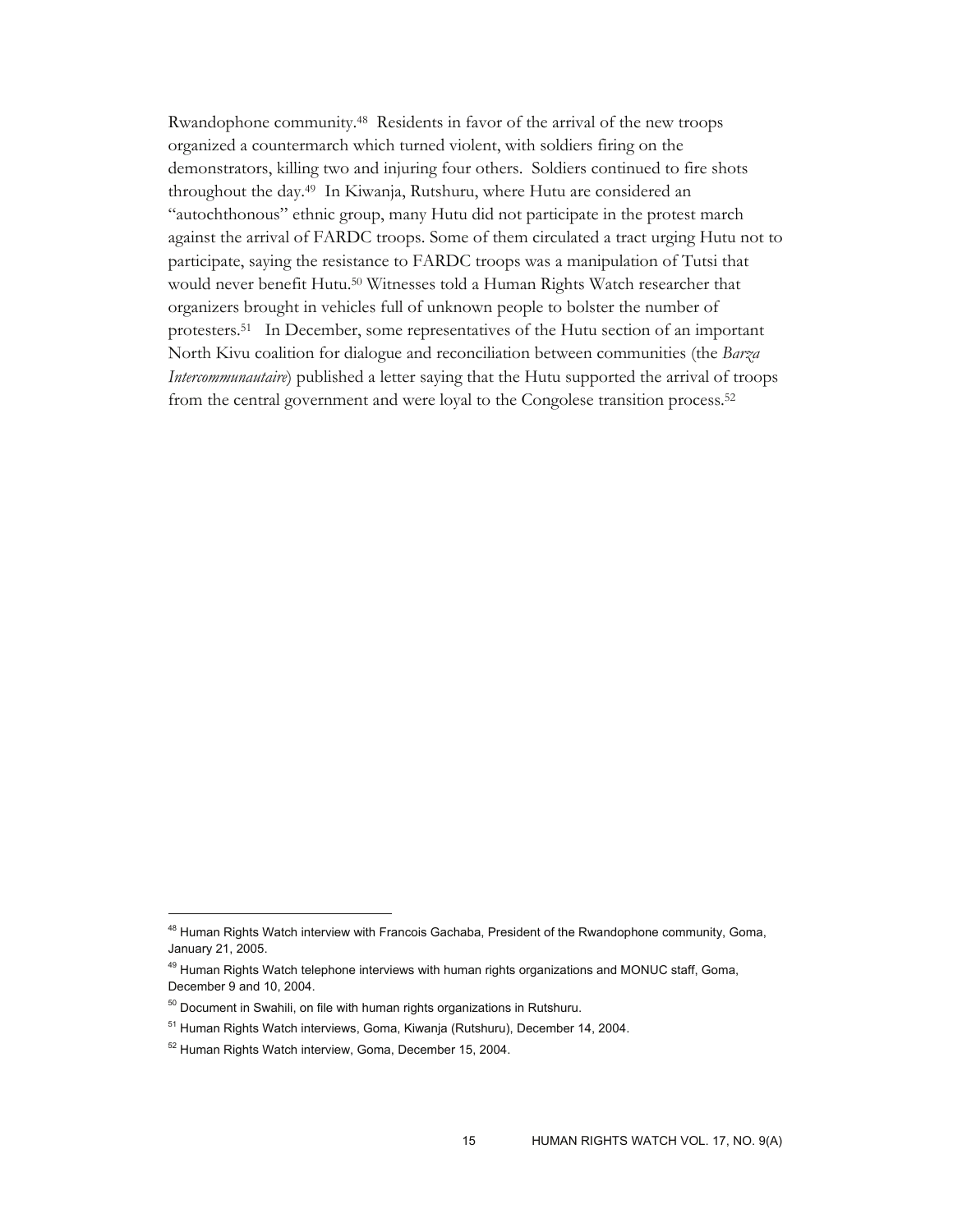Rwandophone community.[48] Residents in favor of the arrival of the new troops organized a countermarch which turned violent, with soldiers firing on the demonstrators, killing two and injuring four others. Soldiers continued to fire shots throughout the day.[49] In Kiwanja, Rutshuru, where Hutu are considered an "autochthonous" ethnic group, many Hutu did not participate in the protest march against the arrival of FARDC troops. Some of them circulated a tract urging Hutu not to participate, saying the resistance to FARDC troops was a manipulation of Tutsi that would never benefit Hutu.[50] Witnesses told a Human Rights Watch researcher that organizers brought in vehicles full of unknown people to bolster the number of protesters.[51] In December, some representatives of the Hutu section of an important North Kivu coalition for dialogue and reconciliation between communities (the *Barza Intercommunautaire*) published a letter saying that the Hutu supported the arrival of troops from the central government and were loyal to the Congolese transition process.[52]

---

[48] Human Rights Watch interview with Francois Gachaba, President of the Rwandophone community, Goma, January 21, 2005.

[49] Human Rights Watch telephone interviews with human rights organizations and MONUC staff, Goma, December 9 and 10, 2004.

[50] Document in Swahili, on file with human rights organizations in Rutshuru.

[51] Human Rights Watch interviews, Goma, Kiwanja (Rutshuru), December 14, 2004.

[52] Human Rights Watch interview, Goma, December 15, 2004.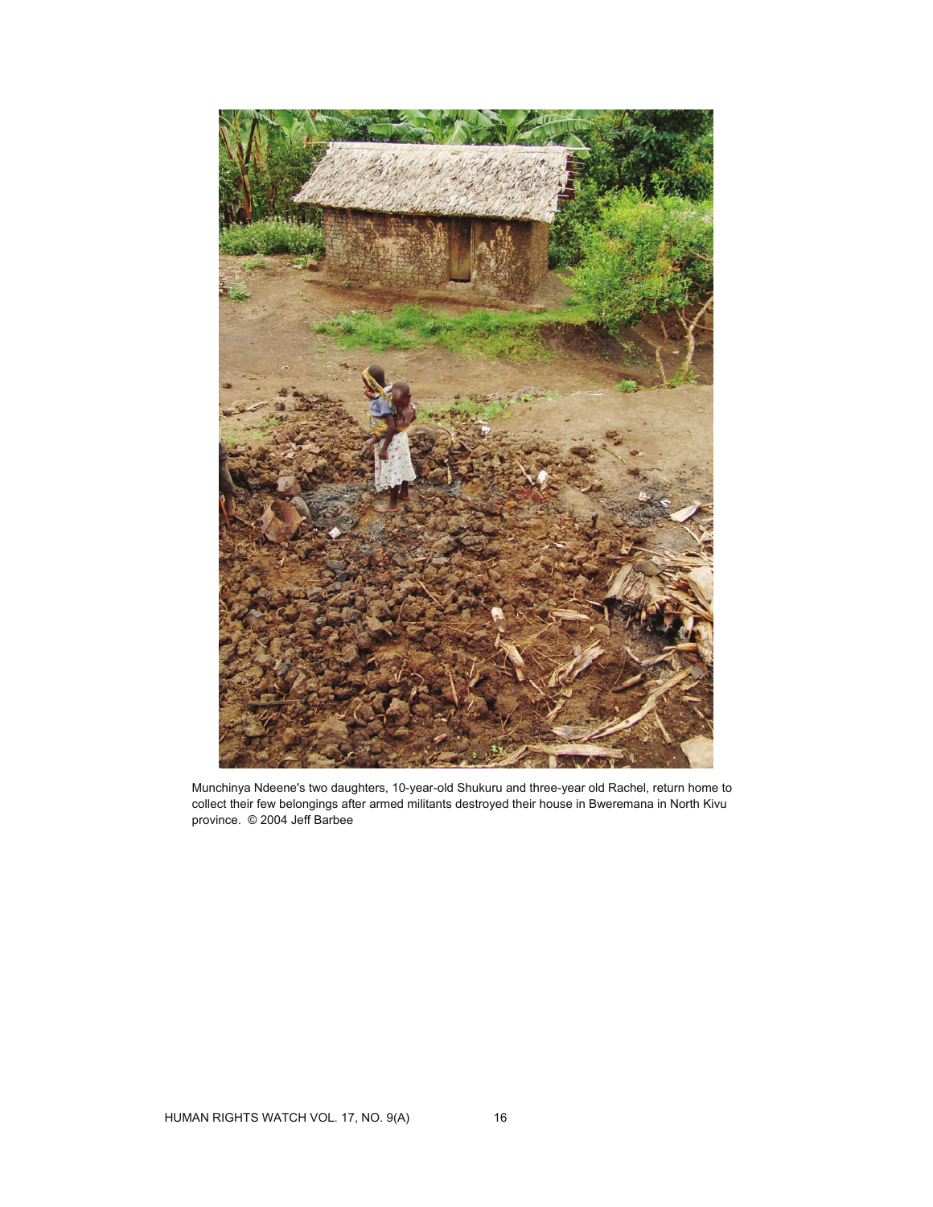Munchinya Ndeene's two daughters, 10-year-old Shukuru and three-year old Rachel, return home to collect their few belongings after armed militants destroyed their house in Bweremana in North Kivu province. © 2004 Jeff Barbee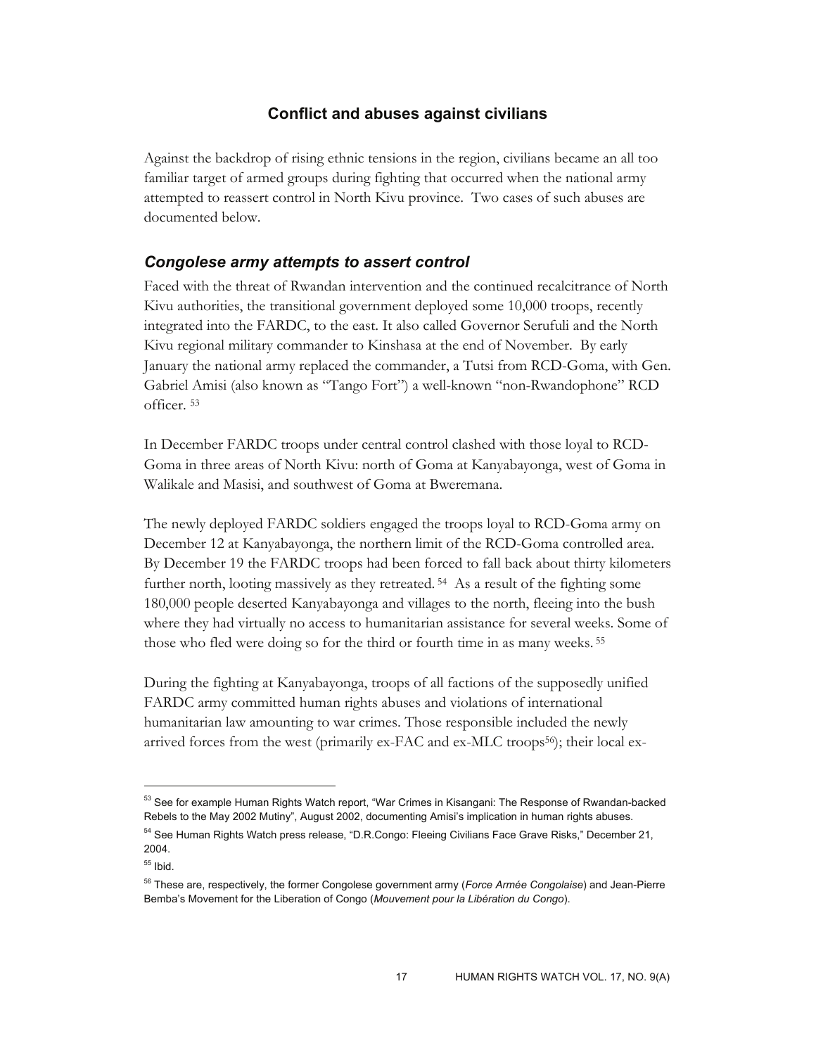## Conflict and abuses against civilians

Against the backdrop of rising ethnic tensions in the region, civilians became an all too familiar target of armed groups during fighting that occurred when the national army attempted to reassert control in North Kivu province. Two cases of such abuses are documented below.

### *Congolese army attempts to assert control*

Faced with the threat of Rwandan intervention and the continued recalcitrance of North Kivu authorities, the transitional government deployed some 10,000 troops, recently integrated into the FARDC, to the east. It also called Governor Serufuli and the North Kivu regional military commander to Kinshasa at the end of November. By early January the national army replaced the commander, a Tutsi from RCD-Goma, with Gen. Gabriel Amisi (also known as "Tango Fort") a well-known "non-Rwandophone" RCD officer. [53]

In December FARDC troops under central control clashed with those loyal to RCD-Goma in three areas of North Kivu: north of Goma at Kanyabayonga, west of Goma in Walikale and Masisi, and southwest of Goma at Bweremana.

The newly deployed FARDC soldiers engaged the troops loyal to RCD-Goma army on December 12 at Kanyabayonga, the northern limit of the RCD-Goma controlled area. By December 19 the FARDC troops had been forced to fall back about thirty kilometers further north, looting massively as they retreated. [54] As a result of the fighting some 180,000 people deserted Kanyabayonga and villages to the north, fleeing into the bush where they had virtually no access to humanitarian assistance for several weeks. Some of those who fled were doing so for the third or fourth time in as many weeks. [55]

During the fighting at Kanyabayonga, troops of all factions of the supposedly unified FARDC army committed human rights abuses and violations of international humanitarian law amounting to war crimes. Those responsible included the newly arrived forces from the west (primarily ex-FAC and ex-MLC troops[56]); their local ex-

---

[53] See for example Human Rights Watch report, "War Crimes in Kisangani: The Response of Rwandan-backed Rebels to the May 2002 Mutiny", August 2002, documenting Amisi's implication in human rights abuses.

[54] See Human Rights Watch press release, "D.R.Congo: Fleeing Civilians Face Grave Risks," December 21, 2004.

[55] Ibid.

[56] These are, respectively, the former Congolese government army (*Force Armée Congolaise*) and Jean-Pierre Bemba's Movement for the Liberation of Congo (*Mouvement pour la Libération du Congo*).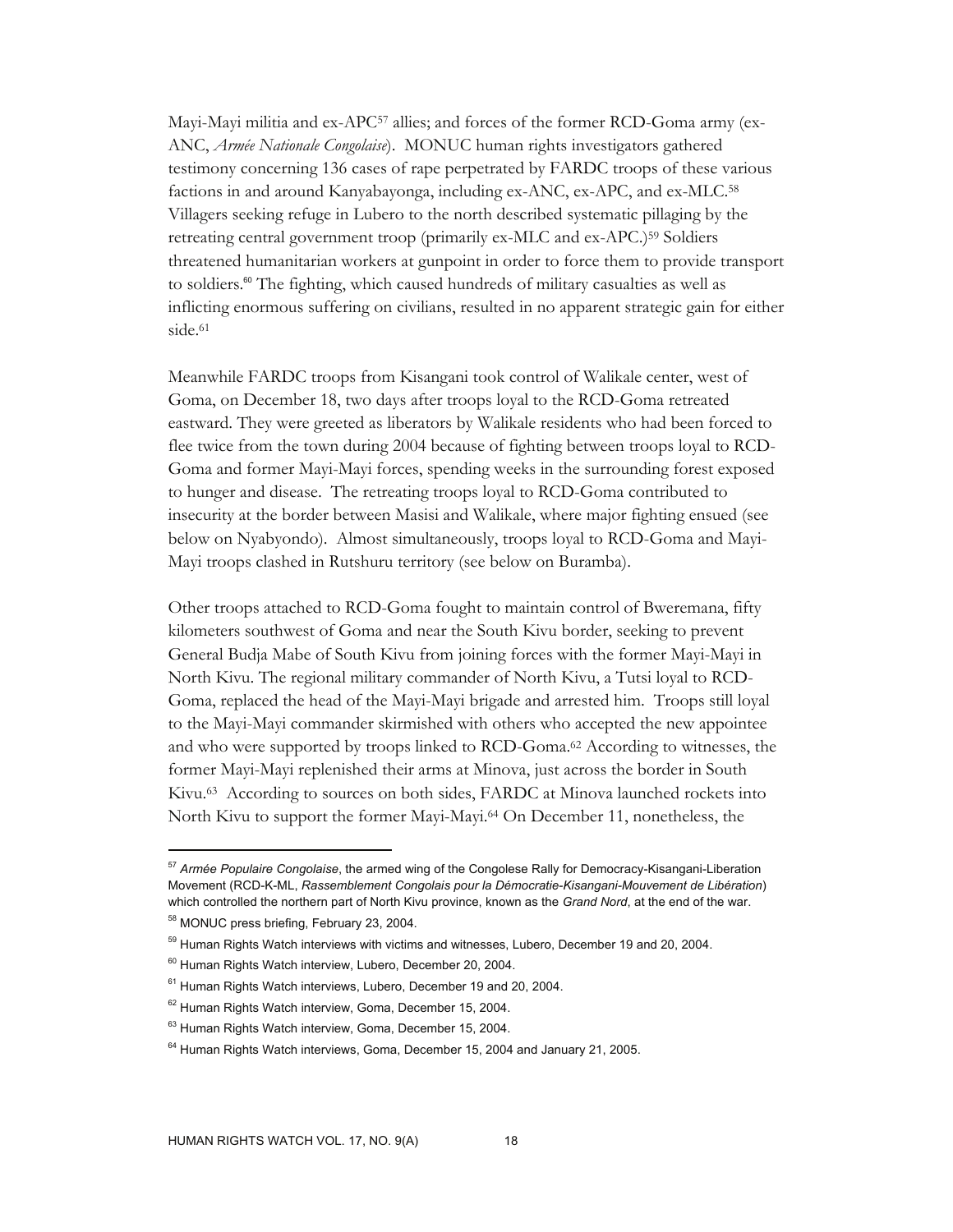Mayi-Mayi militia and ex-APC[57] allies; and forces of the former RCD-Goma army (ex-ANC, *Armée Nationale Congolaise*). MONUC human rights investigators gathered testimony concerning 136 cases of rape perpetrated by FARDC troops of these various factions in and around Kanyabayonga, including ex-ANC, ex-APC, and ex-MLC.[58] Villagers seeking refuge in Lubero to the north described systematic pillaging by the retreating central government troop (primarily ex-MLC and ex-APC.)[59] Soldiers threatened humanitarian workers at gunpoint in order to force them to provide transport to soldiers.[60] The fighting, which caused hundreds of military casualties as well as inflicting enormous suffering on civilians, resulted in no apparent strategic gain for either side.[61]

Meanwhile FARDC troops from Kisangani took control of Walikale center, west of Goma, on December 18, two days after troops loyal to the RCD-Goma retreated eastward. They were greeted as liberators by Walikale residents who had been forced to flee twice from the town during 2004 because of fighting between troops loyal to RCD-Goma and former Mayi-Mayi forces, spending weeks in the surrounding forest exposed to hunger and disease. The retreating troops loyal to RCD-Goma contributed to insecurity at the border between Masisi and Walikale, where major fighting ensued (see below on Nyabyondo). Almost simultaneously, troops loyal to RCD-Goma and Mayi-Mayi troops clashed in Rutshuru territory (see below on Buramba).

Other troops attached to RCD-Goma fought to maintain control of Bweremana, fifty kilometers southwest of Goma and near the South Kivu border, seeking to prevent General Budja Mabe of South Kivu from joining forces with the former Mayi-Mayi in North Kivu. The regional military commander of North Kivu, a Tutsi loyal to RCD-Goma, replaced the head of the Mayi-Mayi brigade and arrested him. Troops still loyal to the Mayi-Mayi commander skirmished with others who accepted the new appointee and who were supported by troops linked to RCD-Goma.[62] According to witnesses, the former Mayi-Mayi replenished their arms at Minova, just across the border in South Kivu.[63] According to sources on both sides, FARDC at Minova launched rockets into North Kivu to support the former Mayi-Mayi.[64] On December 11, nonetheless, the

---

[57] *Armée Populaire Congolaise*, the armed wing of the Congolese Rally for Democracy-Kisangani-Liberation Movement (RCD-K-ML, *Rassemblement Congolais pour la Démocratie-Kisangani-Mouvement de Libération*) which controlled the northern part of North Kivu province, known as the *Grand Nord*, at the end of the war.

[58] MONUC press briefing, February 23, 2004.

[59] Human Rights Watch interviews with victims and witnesses, Lubero, December 19 and 20, 2004.

[60] Human Rights Watch interview, Lubero, December 20, 2004.

[61] Human Rights Watch interviews, Lubero, December 19 and 20, 2004.

[62] Human Rights Watch interview, Goma, December 15, 2004.

[63] Human Rights Watch interview, Goma, December 15, 2004.

[64] Human Rights Watch interviews, Goma, December 15, 2004 and January 21, 2005.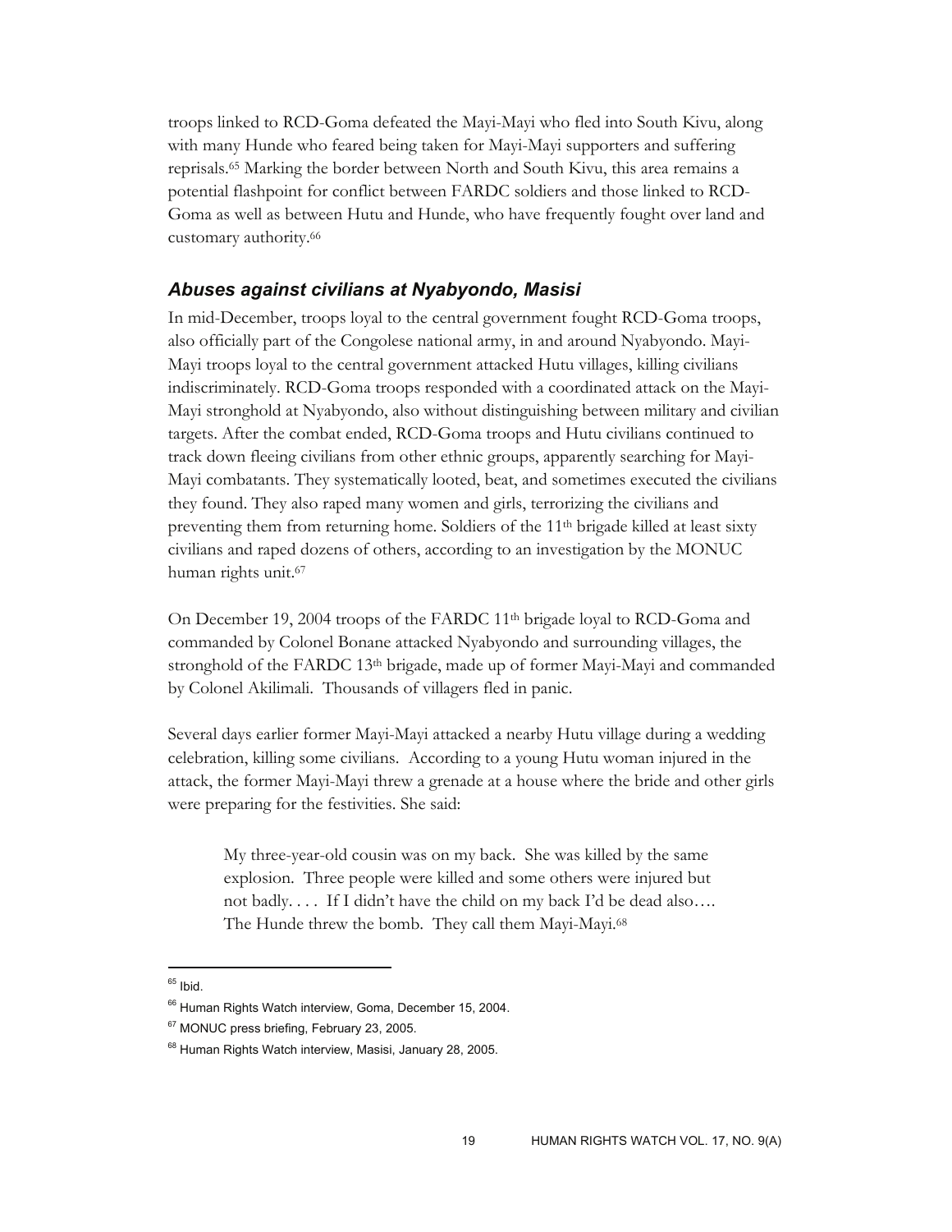troops linked to RCD-Goma defeated the Mayi-Mayi who fled into South Kivu, along with many Hunde who feared being taken for Mayi-Mayi supporters and suffering reprisals.[65] Marking the border between North and South Kivu, this area remains a potential flashpoint for conflict between FARDC soldiers and those linked to RCD-Goma as well as between Hutu and Hunde, who have frequently fought over land and customary authority.[66]

### *Abuses against civilians at Nyabyondo, Masisi*

In mid-December, troops loyal to the central government fought RCD-Goma troops, also officially part of the Congolese national army, in and around Nyabyondo. Mayi-Mayi troops loyal to the central government attacked Hutu villages, killing civilians indiscriminately. RCD-Goma troops responded with a coordinated attack on the Mayi-Mayi stronghold at Nyabyondo, also without distinguishing between military and civilian targets. After the combat ended, RCD-Goma troops and Hutu civilians continued to track down fleeing civilians from other ethnic groups, apparently searching for Mayi-Mayi combatants. They systematically looted, beat, and sometimes executed the civilians they found. They also raped many women and girls, terrorizing the civilians and preventing them from returning home. Soldiers of the 11th brigade killed at least sixty civilians and raped dozens of others, according to an investigation by the MONUC human rights unit.[67]

On December 19, 2004 troops of the FARDC 11th brigade loyal to RCD-Goma and commanded by Colonel Bonane attacked Nyabyondo and surrounding villages, the stronghold of the FARDC 13th brigade, made up of former Mayi-Mayi and commanded by Colonel Akilimali. Thousands of villagers fled in panic.

Several days earlier former Mayi-Mayi attacked a nearby Hutu village during a wedding celebration, killing some civilians. According to a young Hutu woman injured in the attack, the former Mayi-Mayi threw a grenade at a house where the bride and other girls were preparing for the festivities. She said:

> My three-year-old cousin was on my back. She was killed by the same explosion. Three people were killed and some others were injured but not badly. . . . If I didn't have the child on my back I'd be dead also…. The Hunde threw the bomb. They call them Mayi-Mayi.[68]

---

[65] Ibid.

[66] Human Rights Watch interview, Goma, December 15, 2004.

[67] MONUC press briefing, February 23, 2005.

[68] Human Rights Watch interview, Masisi, January 28, 2005.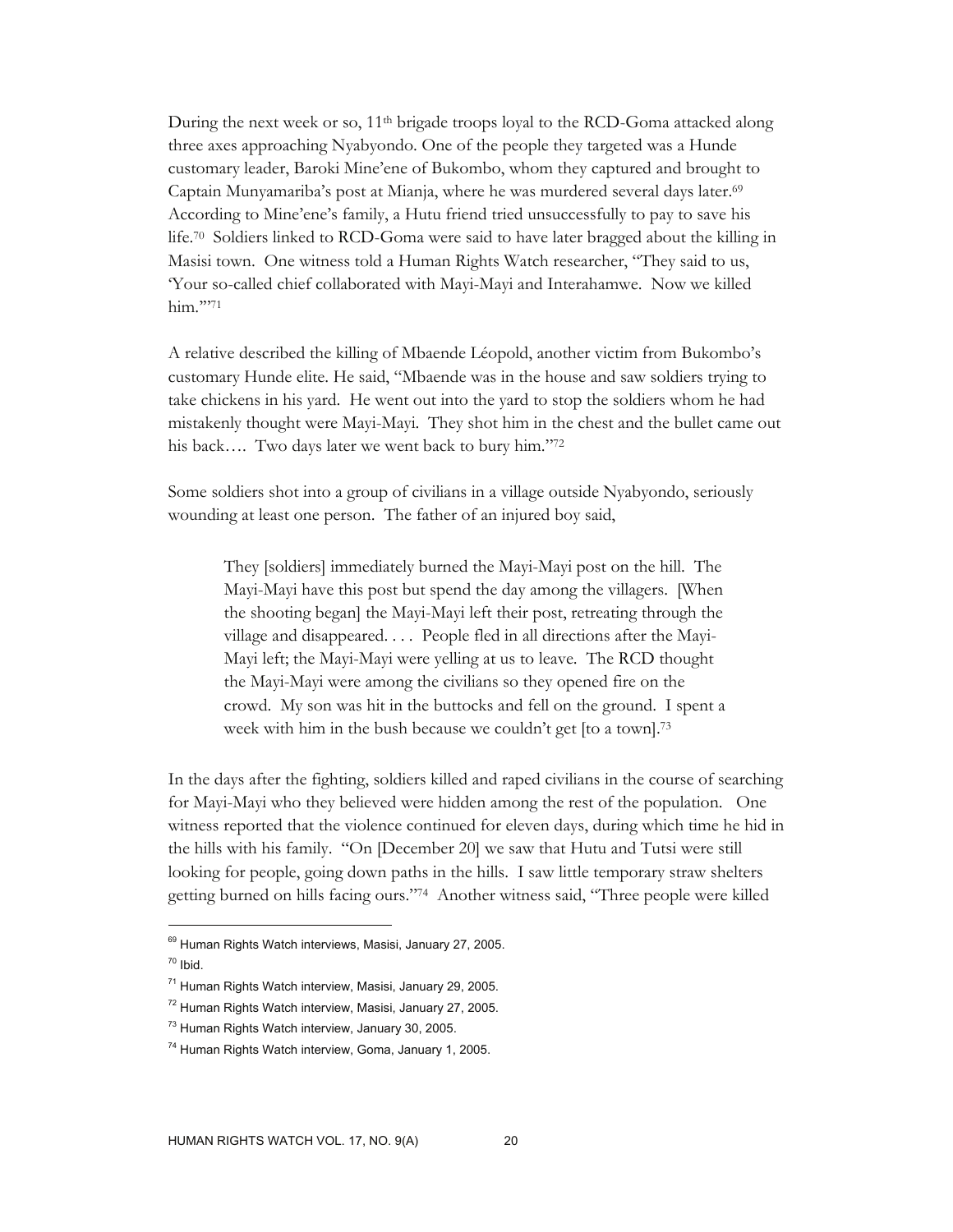During the next week or so, 11th brigade troops loyal to the RCD-Goma attacked along three axes approaching Nyabyondo. One of the people they targeted was a Hunde customary leader, Baroki Mine'ene of Bukombo, whom they captured and brought to Captain Munyamariba's post at Mianja, where he was murdered several days later.[69] According to Mine'ene's family, a Hutu friend tried unsuccessfully to pay to save his life.[70] Soldiers linked to RCD-Goma were said to have later bragged about the killing in Masisi town. One witness told a Human Rights Watch researcher, "They said to us, 'Your so-called chief collaborated with Mayi-Mayi and Interahamwe. Now we killed him.'"[71]

A relative described the killing of Mbaende Léopold, another victim from Bukombo's customary Hunde elite. He said, "Mbaende was in the house and saw soldiers trying to take chickens in his yard. He went out into the yard to stop the soldiers whom he had mistakenly thought were Mayi-Mayi. They shot him in the chest and the bullet came out his back…. Two days later we went back to bury him."[72]

Some soldiers shot into a group of civilians in a village outside Nyabyondo, seriously wounding at least one person. The father of an injured boy said,

> They [soldiers] immediately burned the Mayi-Mayi post on the hill. The Mayi-Mayi have this post but spend the day among the villagers. [When the shooting began] the Mayi-Mayi left their post, retreating through the village and disappeared. . . . People fled in all directions after the Mayi-Mayi left; the Mayi-Mayi were yelling at us to leave. The RCD thought the Mayi-Mayi were among the civilians so they opened fire on the crowd. My son was hit in the buttocks and fell on the ground. I spent a week with him in the bush because we couldn't get [to a town].[73]

In the days after the fighting, soldiers killed and raped civilians in the course of searching for Mayi-Mayi who they believed were hidden among the rest of the population. One witness reported that the violence continued for eleven days, during which time he hid in the hills with his family. "On [December 20] we saw that Hutu and Tutsi were still looking for people, going down paths in the hills. I saw little temporary straw shelters getting burned on hills facing ours."[74] Another witness said, "Three people were killed

---

[69] Human Rights Watch interviews, Masisi, January 27, 2005.

[70] Ibid.

[71] Human Rights Watch interview, Masisi, January 29, 2005.

[72] Human Rights Watch interview, Masisi, January 27, 2005.

[73] Human Rights Watch interview, January 30, 2005.

[74] Human Rights Watch interview, Goma, January 1, 2005.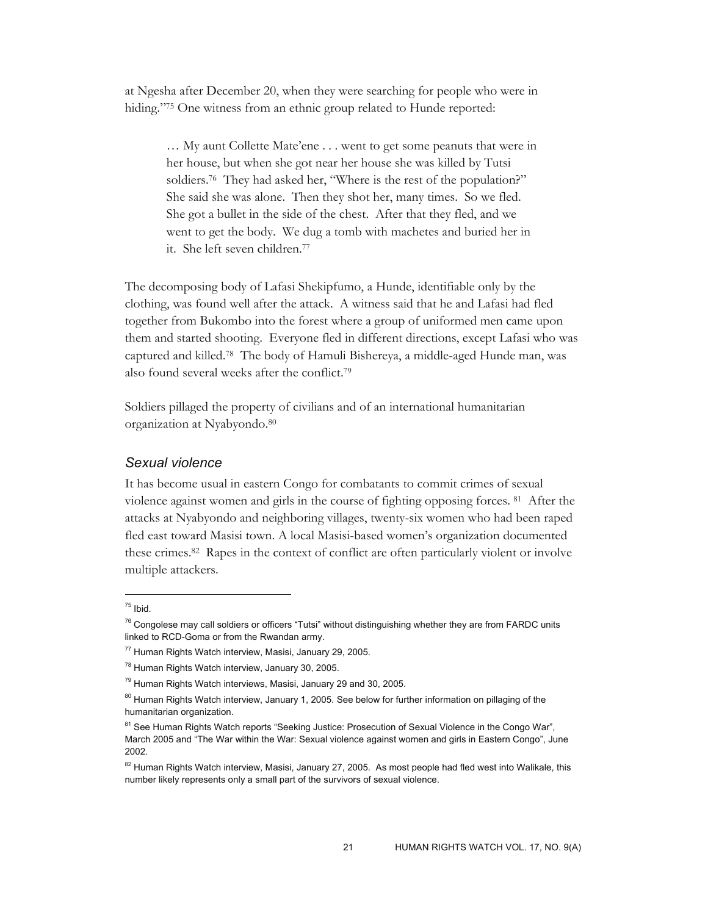at Ngesha after December 20, when they were searching for people who were in hiding."[75] One witness from an ethnic group related to Hunde reported:

> … My aunt Collette Mate'ene . . . went to get some peanuts that were in her house, but when she got near her house she was killed by Tutsi soldiers.[76] They had asked her, "Where is the rest of the population?" She said she was alone. Then they shot her, many times. So we fled. She got a bullet in the side of the chest. After that they fled, and we went to get the body. We dug a tomb with machetes and buried her in it. She left seven children.[77]

The decomposing body of Lafasi Shekipfumo, a Hunde, identifiable only by the clothing, was found well after the attack. A witness said that he and Lafasi had fled together from Bukombo into the forest where a group of uniformed men came upon them and started shooting. Everyone fled in different directions, except Lafasi who was captured and killed.[78] The body of Hamuli Bishereya, a middle-aged Hunde man, was also found several weeks after the conflict.[79]

Soldiers pillaged the property of civilians and of an international humanitarian organization at Nyabyondo.[80]

### *Sexual violence*

It has become usual in eastern Congo for combatants to commit crimes of sexual violence against women and girls in the course of fighting opposing forces.[81] After the attacks at Nyabyondo and neighboring villages, twenty-six women who had been raped fled east toward Masisi town. A local Masisi-based women's organization documented these crimes.[82] Rapes in the context of conflict are often particularly violent or involve multiple attackers.

---

[75] Ibid.

[76] Congolese may call soldiers or officers "Tutsi" without distinguishing whether they are from FARDC units linked to RCD-Goma or from the Rwandan army.

[77] Human Rights Watch interview, Masisi, January 29, 2005.

[78] Human Rights Watch interview, January 30, 2005.

[79] Human Rights Watch interviews, Masisi, January 29 and 30, 2005.

[80] Human Rights Watch interview, January 1, 2005. See below for further information on pillaging of the humanitarian organization.

[81] See Human Rights Watch reports "Seeking Justice: Prosecution of Sexual Violence in the Congo War", March 2005 and "The War within the War: Sexual violence against women and girls in Eastern Congo", June 2002.

[82] Human Rights Watch interview, Masisi, January 27, 2005. As most people had fled west into Walikale, this number likely represents only a small part of the survivors of sexual violence.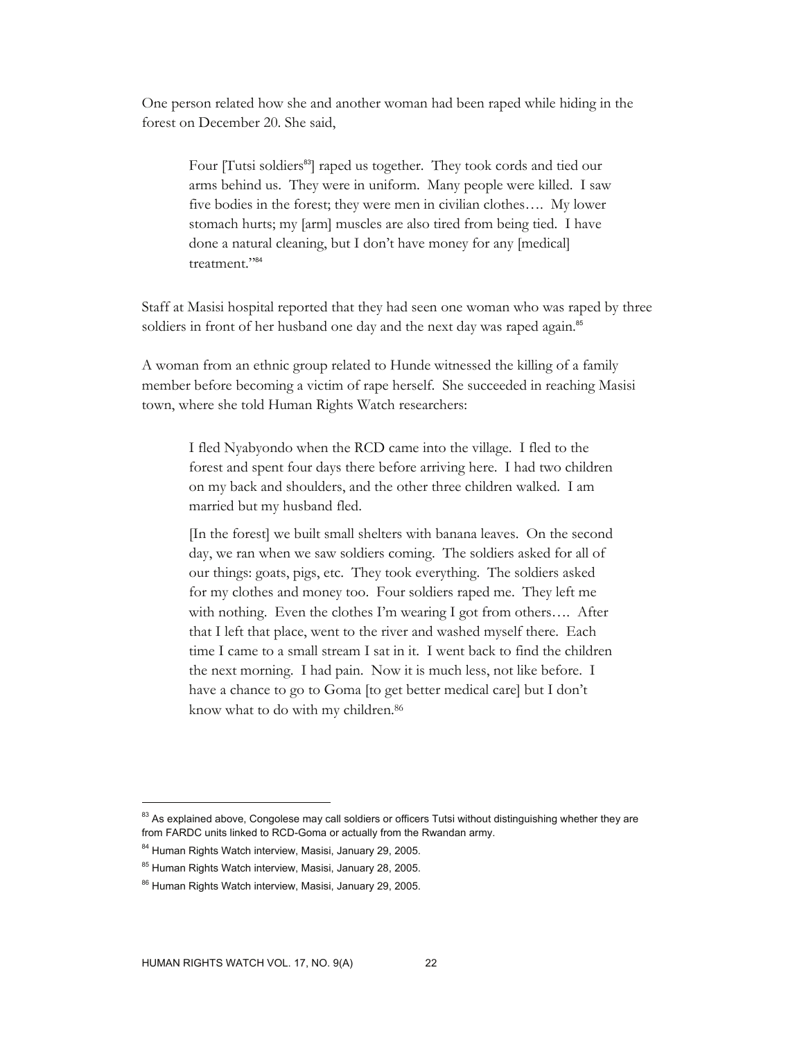One person related how she and another woman had been raped while hiding in the forest on December 20. She said,

> Four [Tutsi soldiers[83]] raped us together. They took cords and tied our arms behind us. They were in uniform. Many people were killed. I saw five bodies in the forest; they were men in civilian clothes…. My lower stomach hurts; my [arm] muscles are also tired from being tied. I have done a natural cleaning, but I don't have money for any [medical] treatment."[84]

Staff at Masisi hospital reported that they had seen one woman who was raped by three soldiers in front of her husband one day and the next day was raped again.[85]

A woman from an ethnic group related to Hunde witnessed the killing of a family member before becoming a victim of rape herself. She succeeded in reaching Masisi town, where she told Human Rights Watch researchers:

> I fled Nyabyondo when the RCD came into the village. I fled to the forest and spent four days there before arriving here. I had two children on my back and shoulders, and the other three children walked. I am married but my husband fled.
>
> [In the forest] we built small shelters with banana leaves. On the second day, we ran when we saw soldiers coming. The soldiers asked for all of our things: goats, pigs, etc. They took everything. The soldiers asked for my clothes and money too. Four soldiers raped me. They left me with nothing. Even the clothes I'm wearing I got from others…. After that I left that place, went to the river and washed myself there. Each time I came to a small stream I sat in it. I went back to find the children the next morning. I had pain. Now it is much less, not like before. I have a chance to go to Goma [to get better medical care] but I don't know what to do with my children.[86]

---

[83] As explained above, Congolese may call soldiers or officers Tutsi without distinguishing whether they are from FARDC units linked to RCD-Goma or actually from the Rwandan army.

[84] Human Rights Watch interview, Masisi, January 29, 2005.

[85] Human Rights Watch interview, Masisi, January 28, 2005.

[86] Human Rights Watch interview, Masisi, January 29, 2005.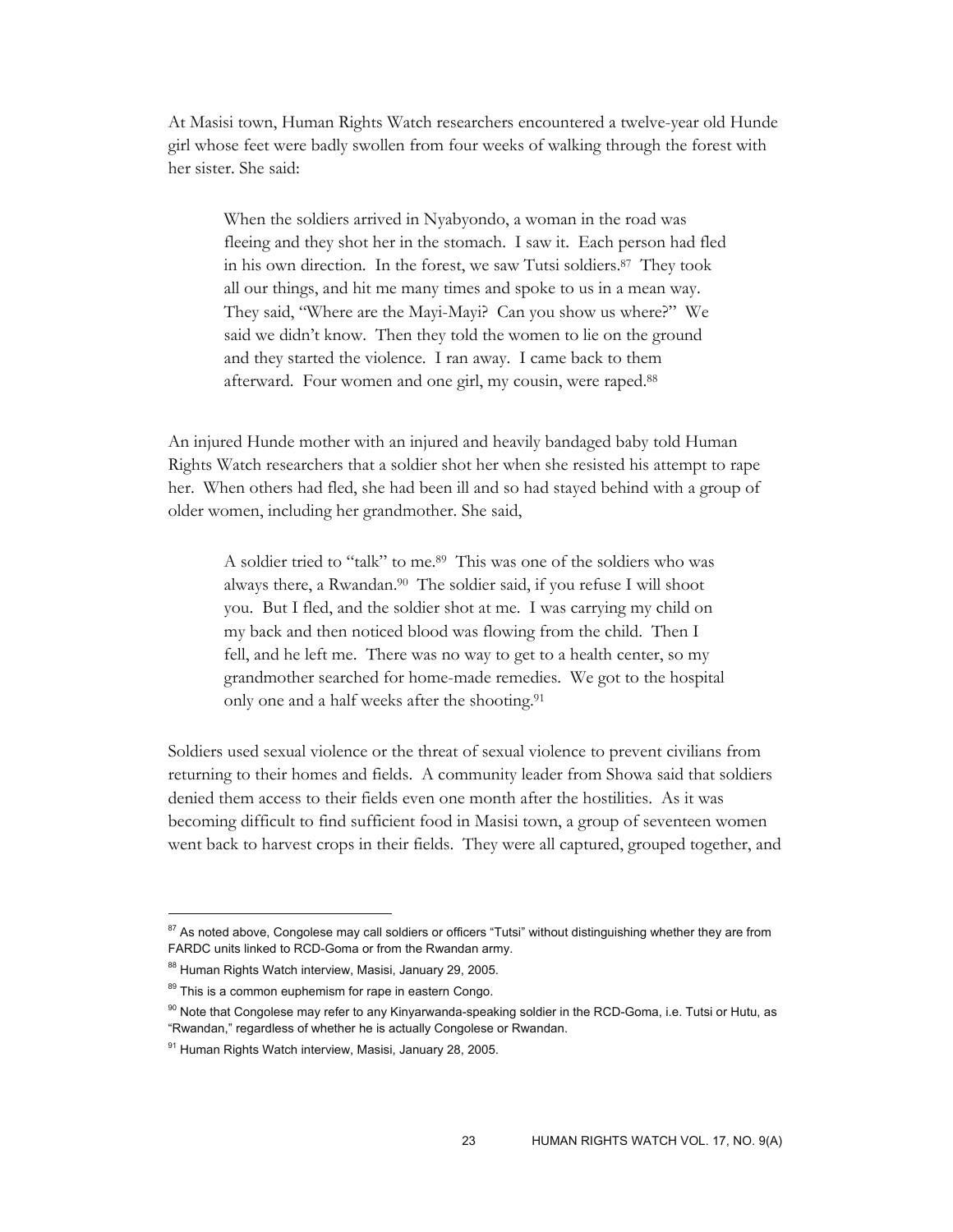At Masisi town, Human Rights Watch researchers encountered a twelve-year old Hunde girl whose feet were badly swollen from four weeks of walking through the forest with her sister. She said:

> When the soldiers arrived in Nyabyondo, a woman in the road was fleeing and they shot her in the stomach. I saw it. Each person had fled in his own direction. In the forest, we saw Tutsi soldiers.[87] They took all our things, and hit me many times and spoke to us in a mean way. They said, "Where are the Mayi-Mayi? Can you show us where?" We said we didn't know. Then they told the women to lie on the ground and they started the violence. I ran away. I came back to them afterward. Four women and one girl, my cousin, were raped.[88]

An injured Hunde mother with an injured and heavily bandaged baby told Human Rights Watch researchers that a soldier shot her when she resisted his attempt to rape her. When others had fled, she had been ill and so had stayed behind with a group of older women, including her grandmother. She said,

> A soldier tried to "talk" to me.[89] This was one of the soldiers who was always there, a Rwandan.[90] The soldier said, if you refuse I will shoot you. But I fled, and the soldier shot at me. I was carrying my child on my back and then noticed blood was flowing from the child. Then I fell, and he left me. There was no way to get to a health center, so my grandmother searched for home-made remedies. We got to the hospital only one and a half weeks after the shooting.[91]

Soldiers used sexual violence or the threat of sexual violence to prevent civilians from returning to their homes and fields. A community leader from Showa said that soldiers denied them access to their fields even one month after the hostilities. As it was becoming difficult to find sufficient food in Masisi town, a group of seventeen women went back to harvest crops in their fields. They were all captured, grouped together, and

---

[87] As noted above, Congolese may call soldiers or officers "Tutsi" without distinguishing whether they are from FARDC units linked to RCD-Goma or from the Rwandan army.

[88] Human Rights Watch interview, Masisi, January 29, 2005.

[89] This is a common euphemism for rape in eastern Congo.

[90] Note that Congolese may refer to any Kinyarwanda-speaking soldier in the RCD-Goma, i.e. Tutsi or Hutu, as "Rwandan," regardless of whether he is actually Congolese or Rwandan.

[91] Human Rights Watch interview, Masisi, January 28, 2005.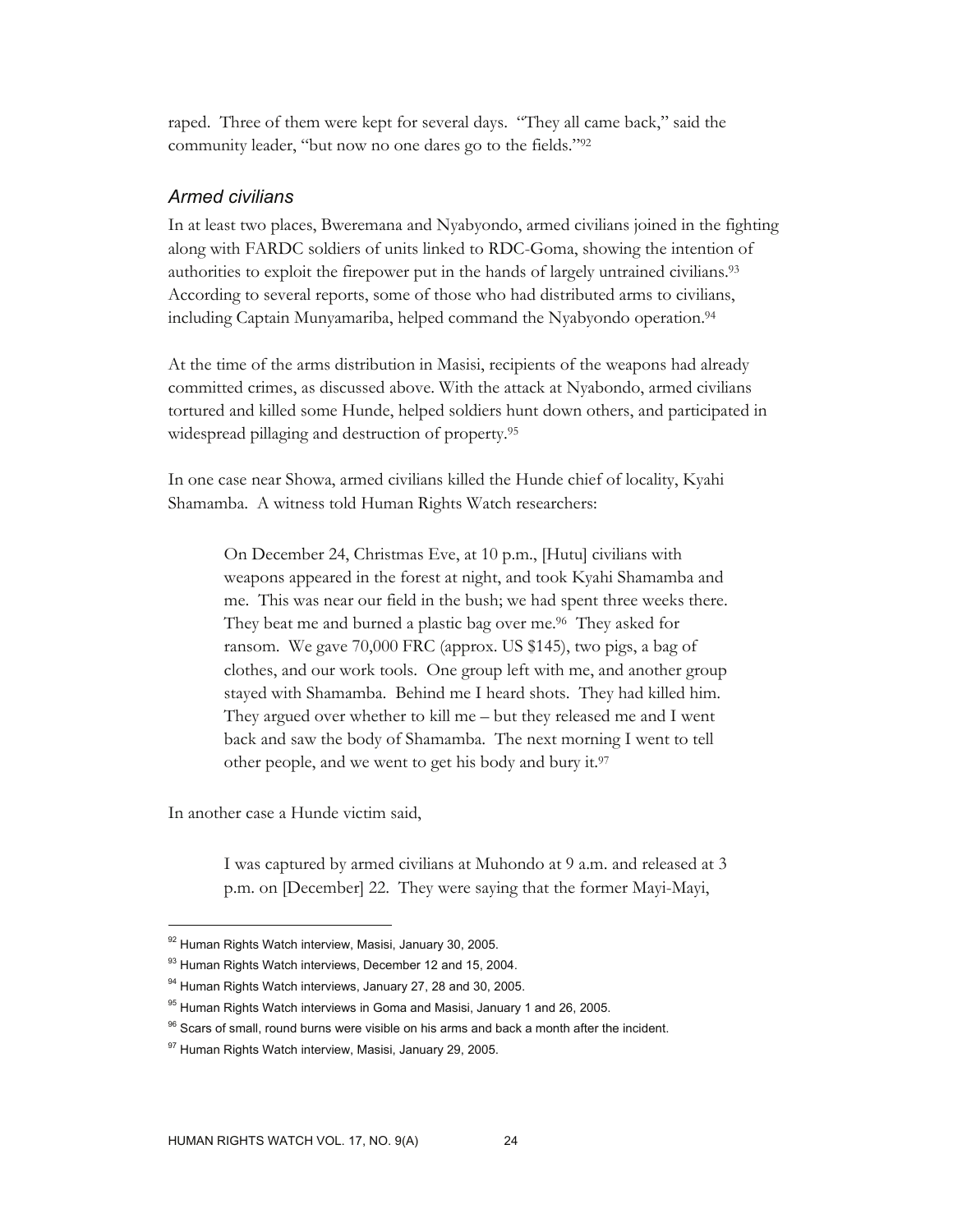raped. Three of them were kept for several days. "They all came back," said the community leader, "but now no one dares go to the fields."[92]

### *Armed civilians*

In at least two places, Bweremana and Nyabyondo, armed civilians joined in the fighting along with FARDC soldiers of units linked to RDC-Goma, showing the intention of authorities to exploit the firepower put in the hands of largely untrained civilians.[93] According to several reports, some of those who had distributed arms to civilians, including Captain Munyamariba, helped command the Nyabyondo operation.[94]

At the time of the arms distribution in Masisi, recipients of the weapons had already committed crimes, as discussed above. With the attack at Nyabondo, armed civilians tortured and killed some Hunde, helped soldiers hunt down others, and participated in widespread pillaging and destruction of property.[95]

In one case near Showa, armed civilians killed the Hunde chief of locality, Kyahi Shamamba. A witness told Human Rights Watch researchers:

> On December 24, Christmas Eve, at 10 p.m., [Hutu] civilians with weapons appeared in the forest at night, and took Kyahi Shamamba and me. This was near our field in the bush; we had spent three weeks there. They beat me and burned a plastic bag over me.[96] They asked for ransom. We gave 70,000 FRC (approx. US $145), two pigs, a bag of clothes, and our work tools. One group left with me, and another group stayed with Shamamba. Behind me I heard shots. They had killed him. They argued over whether to kill me – but they released me and I went back and saw the body of Shamamba. The next morning I went to tell other people, and we went to get his body and bury it.[97]

In another case a Hunde victim said,

> I was captured by armed civilians at Muhondo at 9 a.m. and released at 3 p.m. on [December] 22. They were saying that the former Mayi-Mayi,

---

[92] Human Rights Watch interview, Masisi, January 30, 2005.

[93] Human Rights Watch interviews, December 12 and 15, 2004.

[94] Human Rights Watch interviews, January 27, 28 and 30, 2005.

[95] Human Rights Watch interviews in Goma and Masisi, January 1 and 26, 2005.

[96] Scars of small, round burns were visible on his arms and back a month after the incident.

[97] Human Rights Watch interview, Masisi, January 29, 2005.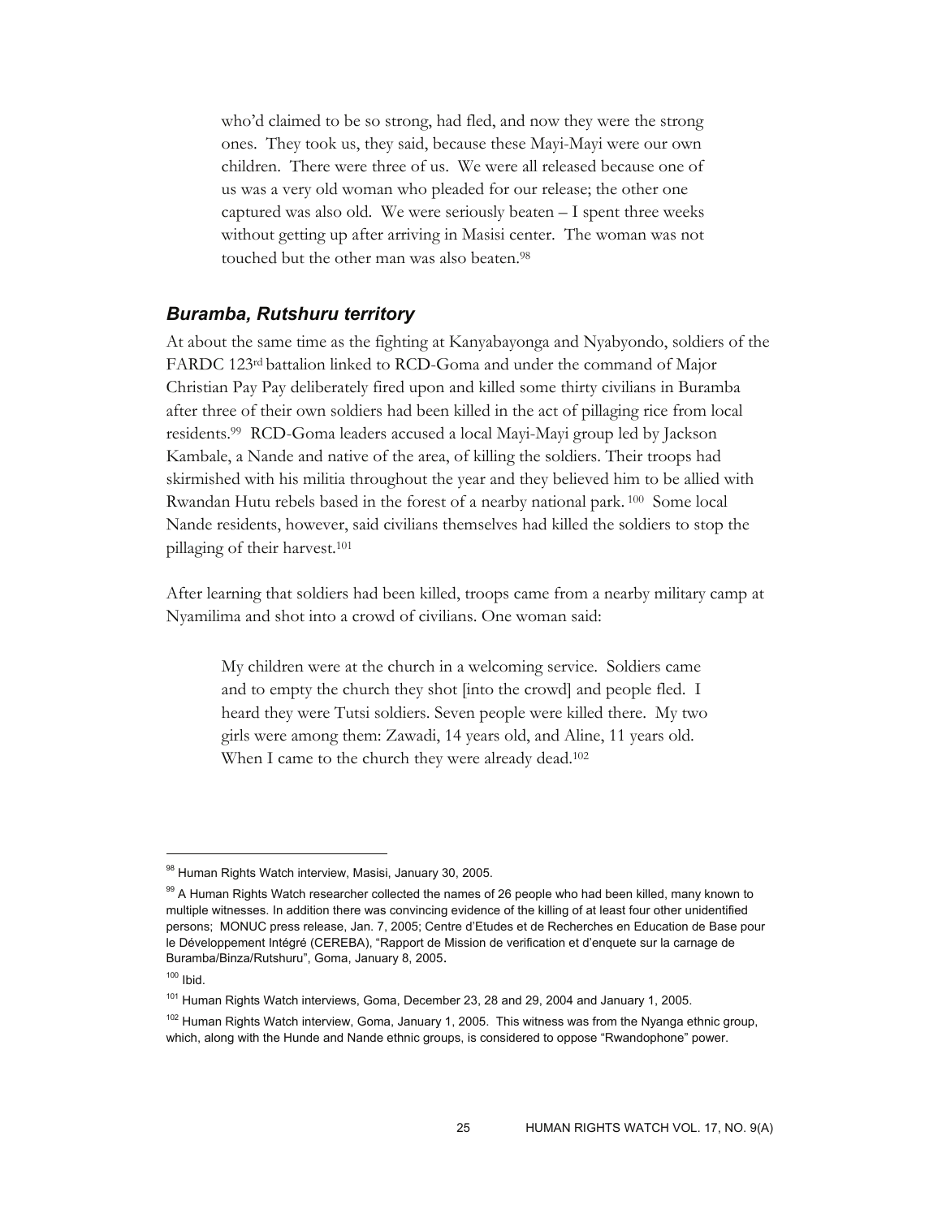> who'd claimed to be so strong, had fled, and now they were the strong ones. They took us, they said, because these Mayi-Mayi were our own children. There were three of us. We were all released because one of us was a very old woman who pleaded for our release; the other one captured was also old. We were seriously beaten – I spent three weeks without getting up after arriving in Masisi center. The woman was not touched but the other man was also beaten.[98]

### *Buramba, Rutshuru territory*

At about the same time as the fighting at Kanyabayonga and Nyabyondo, soldiers of the FARDC 123rd battalion linked to RCD-Goma and under the command of Major Christian Pay Pay deliberately fired upon and killed some thirty civilians in Buramba after three of their own soldiers had been killed in the act of pillaging rice from local residents.[99] RCD-Goma leaders accused a local Mayi-Mayi group led by Jackson Kambale, a Nande and native of the area, of killing the soldiers. Their troops had skirmished with his militia throughout the year and they believed him to be allied with Rwandan Hutu rebels based in the forest of a nearby national park.[100] Some local Nande residents, however, said civilians themselves had killed the soldiers to stop the pillaging of their harvest.[101]

After learning that soldiers had been killed, troops came from a nearby military camp at Nyamilima and shot into a crowd of civilians. One woman said:

> My children were at the church in a welcoming service. Soldiers came and to empty the church they shot [into the crowd] and people fled. I heard they were Tutsi soldiers. Seven people were killed there. My two girls were among them: Zawadi, 14 years old, and Aline, 11 years old. When I came to the church they were already dead.[102]

---

[98] Human Rights Watch interview, Masisi, January 30, 2005.

[99] A Human Rights Watch researcher collected the names of 26 people who had been killed, many known to multiple witnesses. In addition there was convincing evidence of the killing of at least four other unidentified persons; MONUC press release, Jan. 7, 2005; Centre d'Etudes et de Recherches en Education de Base pour le Développement Intégré (CEREBA), "Rapport de Mission de verification et d'enquete sur la carnage de Buramba/Binza/Rutshuru", Goma, January 8, 2005.

[100] Ibid.

[101] Human Rights Watch interviews, Goma, December 23, 28 and 29, 2004 and January 1, 2005.

[102] Human Rights Watch interview, Goma, January 1, 2005. This witness was from the Nyanga ethnic group, which, along with the Hunde and Nande ethnic groups, is considered to oppose "Rwandophone" power.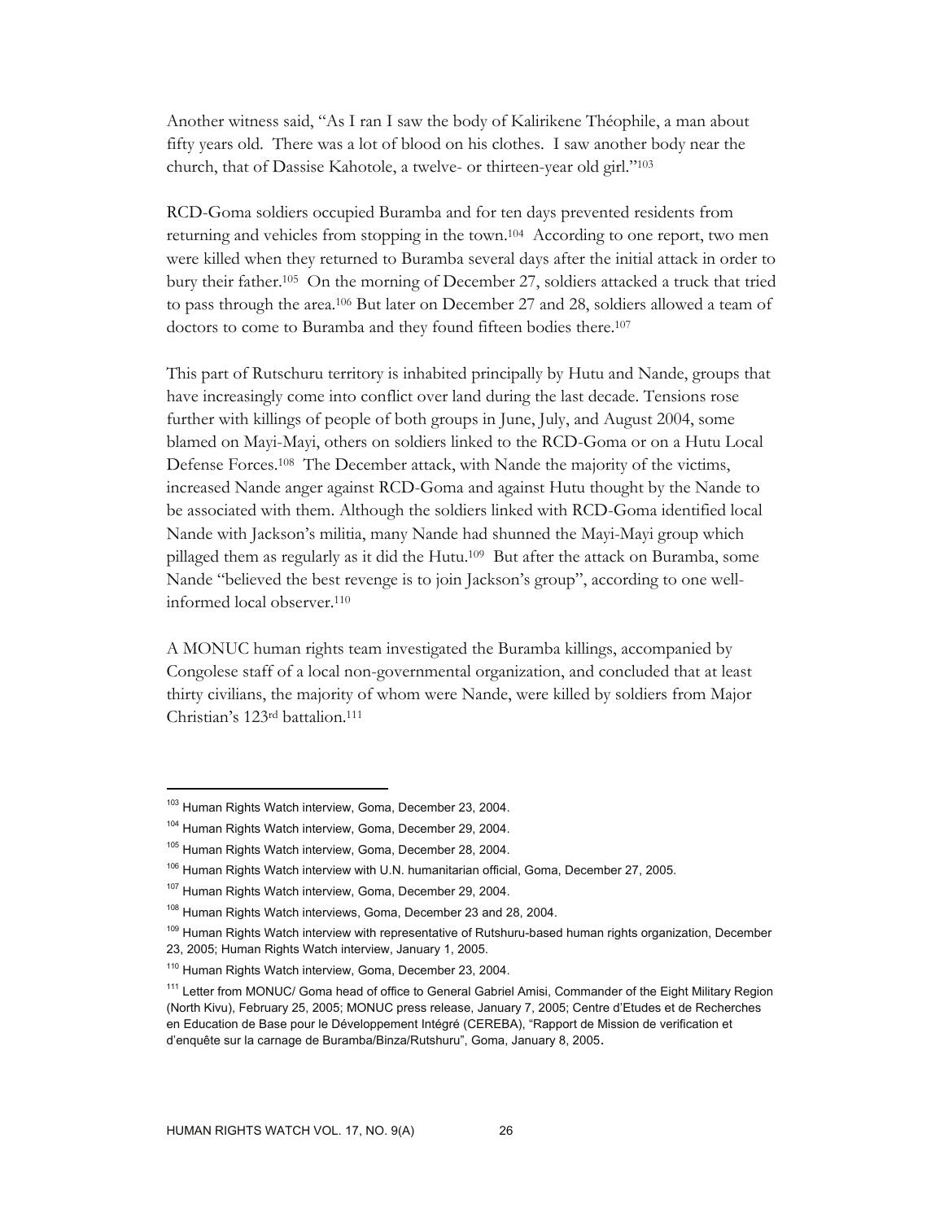Another witness said, "As I ran I saw the body of Kalirikene Théophile, a man about fifty years old. There was a lot of blood on his clothes. I saw another body near the church, that of Dassise Kahotole, a twelve- or thirteen-year old girl."[103]

RCD-Goma soldiers occupied Buramba and for ten days prevented residents from returning and vehicles from stopping in the town.[104] According to one report, two men were killed when they returned to Buramba several days after the initial attack in order to bury their father.[105] On the morning of December 27, soldiers attacked a truck that tried to pass through the area.[106] But later on December 27 and 28, soldiers allowed a team of doctors to come to Buramba and they found fifteen bodies there.[107]

This part of Rutschuru territory is inhabited principally by Hutu and Nande, groups that have increasingly come into conflict over land during the last decade. Tensions rose further with killings of people of both groups in June, July, and August 2004, some blamed on Mayi-Mayi, others on soldiers linked to the RCD-Goma or on a Hutu Local Defense Forces.[108] The December attack, with Nande the majority of the victims, increased Nande anger against RCD-Goma and against Hutu thought by the Nande to be associated with them. Although the soldiers linked with RCD-Goma identified local Nande with Jackson's militia, many Nande had shunned the Mayi-Mayi group which pillaged them as regularly as it did the Hutu.[109] But after the attack on Buramba, some Nande "believed the best revenge is to join Jackson's group", according to one well-informed local observer.[110]

A MONUC human rights team investigated the Buramba killings, accompanied by Congolese staff of a local non-governmental organization, and concluded that at least thirty civilians, the majority of whom were Nande, were killed by soldiers from Major Christian's 123rd battalion.[111]

---

[103] Human Rights Watch interview, Goma, December 23, 2004.

[104] Human Rights Watch interview, Goma, December 29, 2004.

[105] Human Rights Watch interview, Goma, December 28, 2004.

[106] Human Rights Watch interview with U.N. humanitarian official, Goma, December 27, 2005.

[107] Human Rights Watch interview, Goma, December 29, 2004.

[108] Human Rights Watch interviews, Goma, December 23 and 28, 2004.

[109] Human Rights Watch interview with representative of Rutshuru-based human rights organization, December 23, 2005; Human Rights Watch interview, January 1, 2005.

[110] Human Rights Watch interview, Goma, December 23, 2004.

[111] Letter from MONUC/ Goma head of office to General Gabriel Amisi, Commander of the Eight Military Region (North Kivu), February 25, 2005; MONUC press release, January 7, 2005; Centre d'Etudes et de Recherches en Education de Base pour le Développement Intégré (CEREBA), "Rapport de Mission de verification et d'enquête sur la carnage de Buramba/Binza/Rutshuru", Goma, January 8, 2005.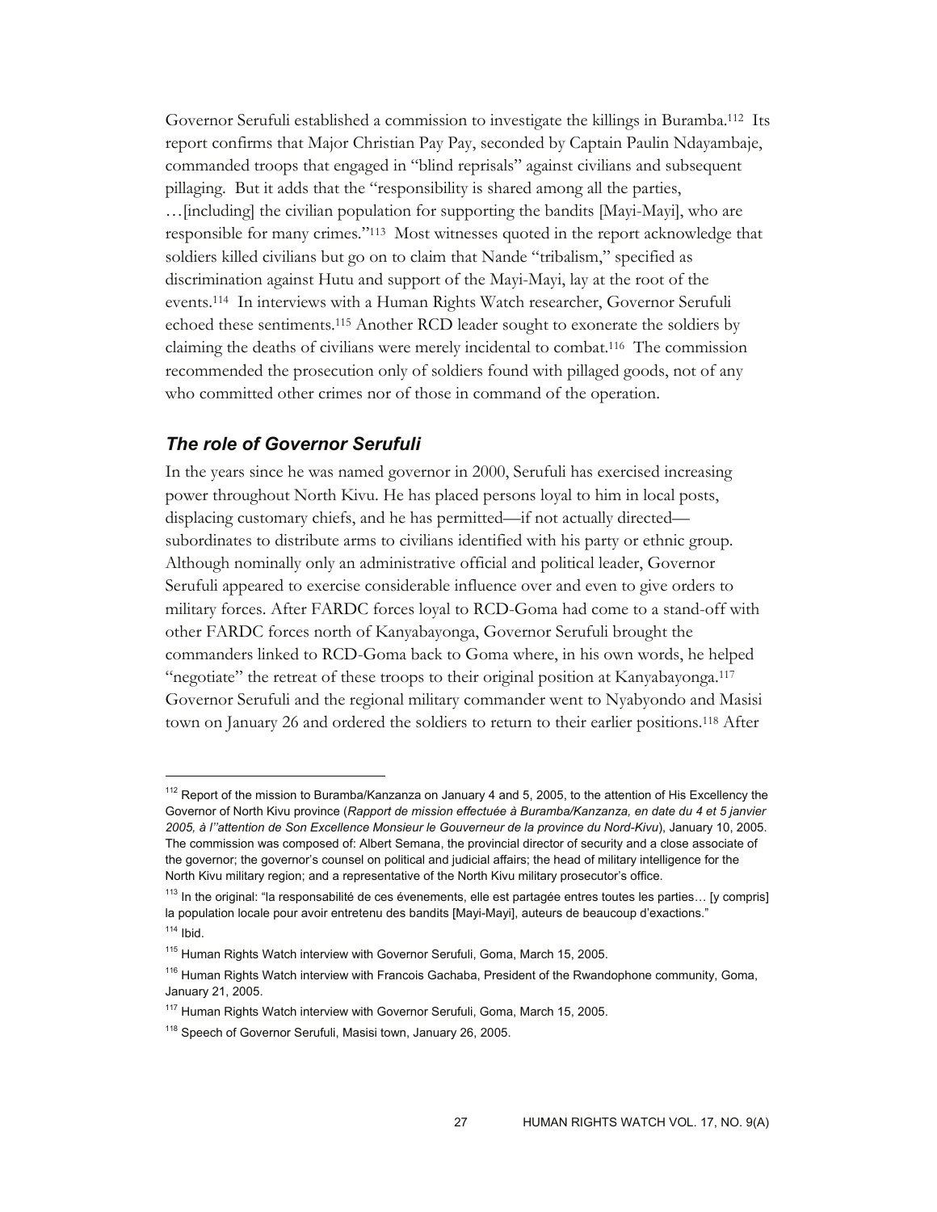Governor Serufuli established a commission to investigate the killings in Buramba.[112] Its report confirms that Major Christian Pay Pay, seconded by Captain Paulin Ndayambaje, commanded troops that engaged in "blind reprisals" against civilians and subsequent pillaging. But it adds that the "responsibility is shared among all the parties, …[including] the civilian population for supporting the bandits [Mayi-Mayi], who are responsible for many crimes."[113] Most witnesses quoted in the report acknowledge that soldiers killed civilians but go on to claim that Nande "tribalism," specified as discrimination against Hutu and support of the Mayi-Mayi, lay at the root of the events.[114] In interviews with a Human Rights Watch researcher, Governor Serufuli echoed these sentiments.[115] Another RCD leader sought to exonerate the soldiers by claiming the deaths of civilians were merely incidental to combat.[116] The commission recommended the prosecution only of soldiers found with pillaged goods, not of any who committed other crimes nor of those in command of the operation.

### *The role of Governor Serufuli*

In the years since he was named governor in 2000, Serufuli has exercised increasing power throughout North Kivu. He has placed persons loyal to him in local posts, displacing customary chiefs, and he has permitted—if not actually directed—subordinates to distribute arms to civilians identified with his party or ethnic group. Although nominally only an administrative official and political leader, Governor Serufuli appeared to exercise considerable influence over and even to give orders to military forces. After FARDC forces loyal to RCD-Goma had come to a stand-off with other FARDC forces north of Kanyabayonga, Governor Serufuli brought the commanders linked to RCD-Goma back to Goma where, in his own words, he helped "negotiate" the retreat of these troops to their original position at Kanyabayonga.[117] Governor Serufuli and the regional military commander went to Nyabyondo and Masisi town on January 26 and ordered the soldiers to return to their earlier positions.[118] After

---

[112] Report of the mission to Buramba/Kanzanza on January 4 and 5, 2005, to the attention of His Excellency the Governor of North Kivu province (*Rapport de mission effectuée à Buramba/Kanzanza, en date du 4 et 5 janvier 2005, à l''attention de Son Excellence Monsieur le Gouverneur de la province du Nord-Kivu*), January 10, 2005. The commission was composed of: Albert Semana, the provincial director of security and a close associate of the governor; the governor's counsel on political and judicial affairs; the head of military intelligence for the North Kivu military region; and a representative of the North Kivu military prosecutor's office.

[113] In the original: "la responsabilité de ces évenements, elle est partagée entres toutes les parties… [y compris] la population locale pour avoir entretenu des bandits [Mayi-Mayi], auteurs de beaucoup d'exactions."

[114] Ibid.

[115] Human Rights Watch interview with Governor Serufuli, Goma, March 15, 2005.

[116] Human Rights Watch interview with Francois Gachaba, President of the Rwandophone community, Goma, January 21, 2005.

[117] Human Rights Watch interview with Governor Serufuli, Goma, March 15, 2005.

[118] Speech of Governor Serufuli, Masisi town, January 26, 2005.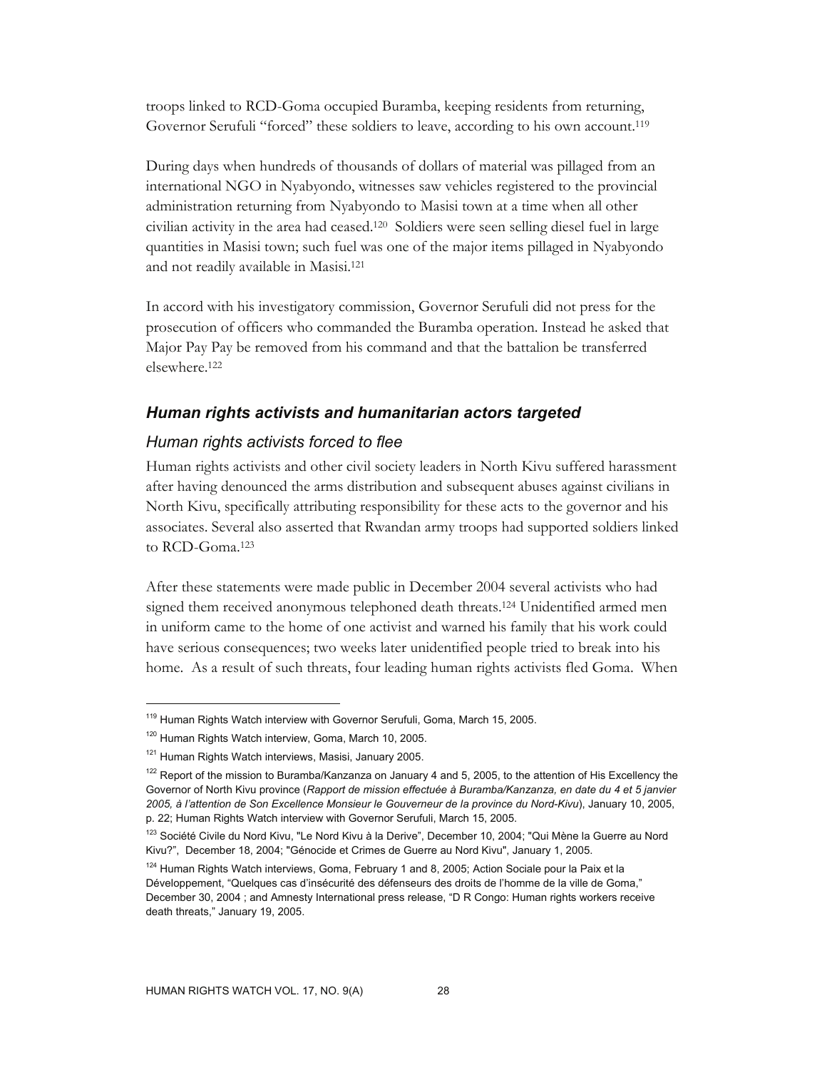troops linked to RCD-Goma occupied Buramba, keeping residents from returning, Governor Serufuli "forced" these soldiers to leave, according to his own account.[119]

During days when hundreds of thousands of dollars of material was pillaged from an international NGO in Nyabyondo, witnesses saw vehicles registered to the provincial administration returning from Nyabyondo to Masisi town at a time when all other civilian activity in the area had ceased.[120] Soldiers were seen selling diesel fuel in large quantities in Masisi town; such fuel was one of the major items pillaged in Nyabyondo and not readily available in Masisi.[121]

In accord with his investigatory commission, Governor Serufuli did not press for the prosecution of officers who commanded the Buramba operation. Instead he asked that Major Pay Pay be removed from his command and that the battalion be transferred elsewhere.[122]

## *Human rights activists and humanitarian actors targeted*

### *Human rights activists forced to flee*

Human rights activists and other civil society leaders in North Kivu suffered harassment after having denounced the arms distribution and subsequent abuses against civilians in North Kivu, specifically attributing responsibility for these acts to the governor and his associates. Several also asserted that Rwandan army troops had supported soldiers linked to RCD-Goma.[123]

After these statements were made public in December 2004 several activists who had signed them received anonymous telephoned death threats.[124] Unidentified armed men in uniform came to the home of one activist and warned his family that his work could have serious consequences; two weeks later unidentified people tried to break into his home. As a result of such threats, four leading human rights activists fled Goma. When

---

[119] Human Rights Watch interview with Governor Serufuli, Goma, March 15, 2005.

[120] Human Rights Watch interview, Goma, March 10, 2005.

[121] Human Rights Watch interviews, Masisi, January 2005.

[122] Report of the mission to Buramba/Kanzanza on January 4 and 5, 2005, to the attention of His Excellency the Governor of North Kivu province (*Rapport de mission effectuée à Buramba/Kanzanza, en date du 4 et 5 janvier 2005, à l'attention de Son Excellence Monsieur le Gouverneur de la province du Nord-Kivu*), January 10, 2005, p. 22; Human Rights Watch interview with Governor Serufuli, March 15, 2005.

[123] Société Civile du Nord Kivu, "Le Nord Kivu à la Derive", December 10, 2004; "Qui Mène la Guerre au Nord Kivu?", December 18, 2004; "Génocide et Crimes de Guerre au Nord Kivu", January 1, 2005.

[124] Human Rights Watch interviews, Goma, February 1 and 8, 2005; Action Sociale pour la Paix et la Développement, "Quelques cas d'insécurité des défenseurs des droits de l'homme de la ville de Goma," December 30, 2004 ; and Amnesty International press release, "D R Congo: Human rights workers receive death threats," January 19, 2005.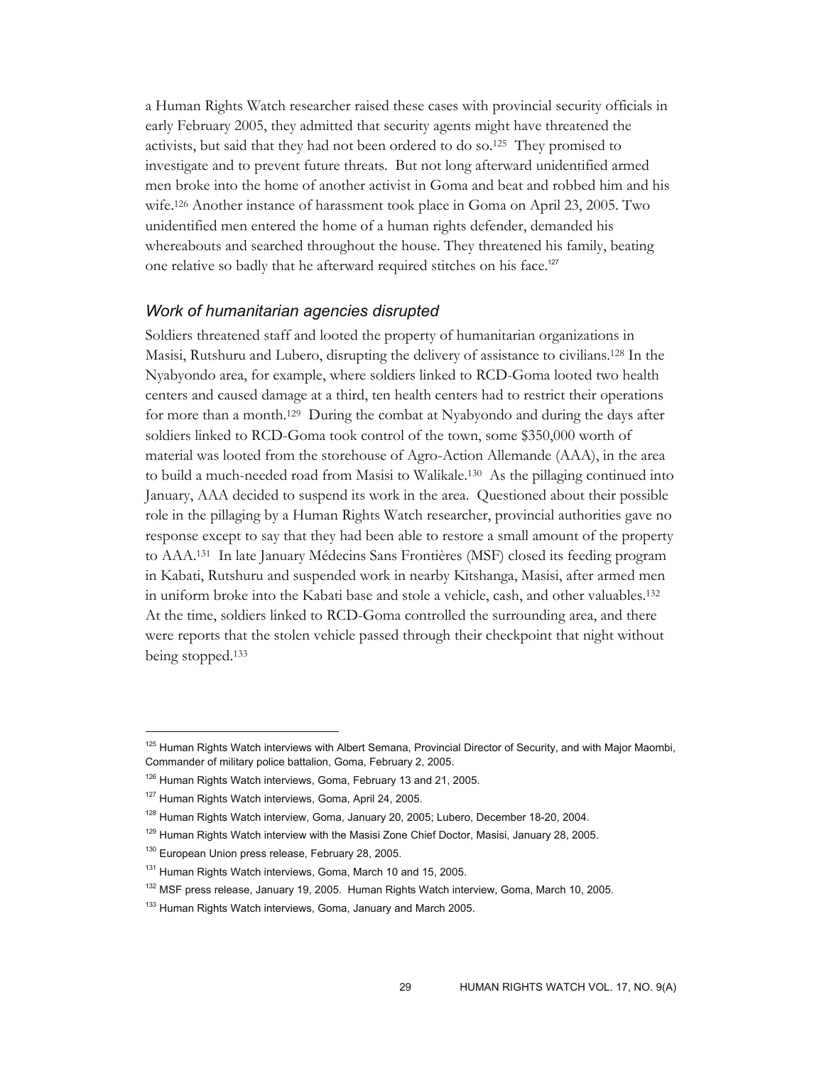a Human Rights Watch researcher raised these cases with provincial security officials in early February 2005, they admitted that security agents might have threatened the activists, but said that they had not been ordered to do so.[125] They promised to investigate and to prevent future threats. But not long afterward unidentified armed men broke into the home of another activist in Goma and beat and robbed him and his wife.[126] Another instance of harassment took place in Goma on April 23, 2005. Two unidentified men entered the home of a human rights defender, demanded his whereabouts and searched throughout the house. They threatened his family, beating one relative so badly that he afterward required stitches on his face.[127]

### *Work of humanitarian agencies disrupted*

Soldiers threatened staff and looted the property of humanitarian organizations in Masisi, Rutshuru and Lubero, disrupting the delivery of assistance to civilians.[128] In the Nyabyondo area, for example, where soldiers linked to RCD-Goma looted two health centers and caused damage at a third, ten health centers had to restrict their operations for more than a month.[129] During the combat at Nyabyondo and during the days after soldiers linked to RCD-Goma took control of the town, some $350,000 worth of material was looted from the storehouse of Agro-Action Allemande (AAA), in the area to build a much-needed road from Masisi to Walikale.[130] As the pillaging continued into January, AAA decided to suspend its work in the area. Questioned about their possible role in the pillaging by a Human Rights Watch researcher, provincial authorities gave no response except to say that they had been able to restore a small amount of the property to AAA.[131] In late January Médecins Sans Frontières (MSF) closed its feeding program in Kabati, Rutshuru and suspended work in nearby Kitshanga, Masisi, after armed men in uniform broke into the Kabati base and stole a vehicle, cash, and other valuables.[132] At the time, soldiers linked to RCD-Goma controlled the surrounding area, and there were reports that the stolen vehicle passed through their checkpoint that night without being stopped.[133]

---

[125] Human Rights Watch interviews with Albert Semana, Provincial Director of Security, and with Major Maombi, Commander of military police battalion, Goma, February 2, 2005.

[126] Human Rights Watch interviews, Goma, February 13 and 21, 2005.

[127] Human Rights Watch interviews, Goma, April 24, 2005.

[128] Human Rights Watch interview, Goma, January 20, 2005; Lubero, December 18-20, 2004.

[129] Human Rights Watch interview with the Masisi Zone Chief Doctor, Masisi, January 28, 2005.

[130] European Union press release, February 28, 2005.

[131] Human Rights Watch interviews, Goma, March 10 and 15, 2005.

[132] MSF press release, January 19, 2005. Human Rights Watch interview, Goma, March 10, 2005.

[133] Human Rights Watch interviews, Goma, January and March 2005.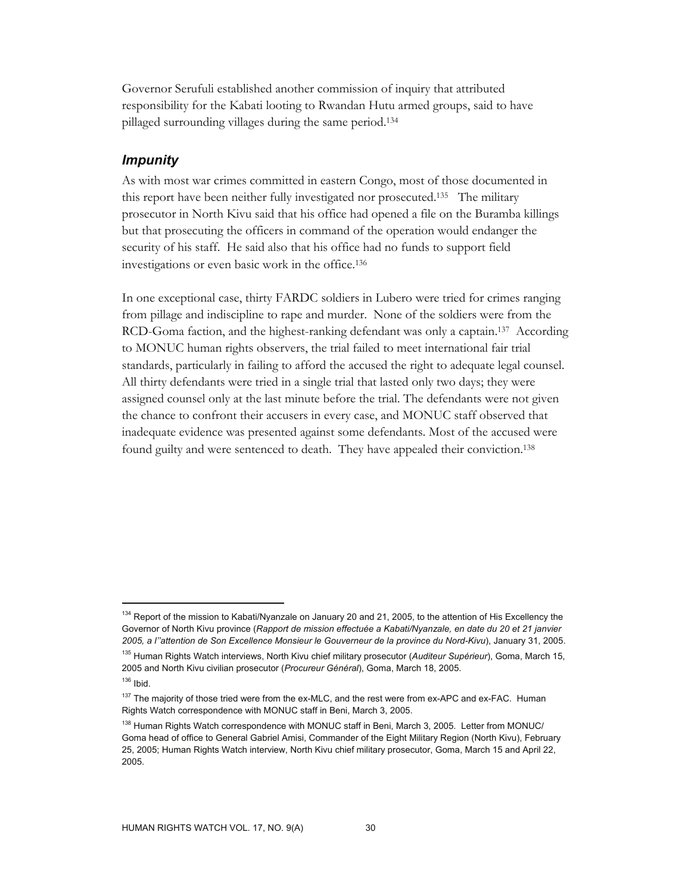Governor Serufuli established another commission of inquiry that attributed responsibility for the Kabati looting to Rwandan Hutu armed groups, said to have pillaged surrounding villages during the same period.[134]

### *Impunity*

As with most war crimes committed in eastern Congo, most of those documented in this report have been neither fully investigated nor prosecuted.[135] The military prosecutor in North Kivu said that his office had opened a file on the Buramba killings but that prosecuting the officers in command of the operation would endanger the security of his staff. He said also that his office had no funds to support field investigations or even basic work in the office.[136]

In one exceptional case, thirty FARDC soldiers in Lubero were tried for crimes ranging from pillage and indiscipline to rape and murder. None of the soldiers were from the RCD-Goma faction, and the highest-ranking defendant was only a captain.[137] According to MONUC human rights observers, the trial failed to meet international fair trial standards, particularly in failing to afford the accused the right to adequate legal counsel. All thirty defendants were tried in a single trial that lasted only two days; they were assigned counsel only at the last minute before the trial. The defendants were not given the chance to confront their accusers in every case, and MONUC staff observed that inadequate evidence was presented against some defendants. Most of the accused were found guilty and were sentenced to death. They have appealed their conviction.[138]

---

[134] Report of the mission to Kabati/Nyanzale on January 20 and 21, 2005, to the attention of His Excellency the Governor of North Kivu province (*Rapport de mission effectuée a Kabati/Nyanzale, en date du 20 et 21 janvier 2005, a l''attention de Son Excellence Monsieur le Gouverneur de la province du Nord-Kivu*), January 31, 2005.

[135] Human Rights Watch interviews, North Kivu chief military prosecutor (*Auditeur Supérieur*), Goma, March 15, 2005 and North Kivu civilian prosecutor (*Procureur Général*), Goma, March 18, 2005.

[136] Ibid.

[137] The majority of those tried were from the ex-MLC, and the rest were from ex-APC and ex-FAC. Human Rights Watch correspondence with MONUC staff in Beni, March 3, 2005.

[138] Human Rights Watch correspondence with MONUC staff in Beni, March 3, 2005. Letter from MONUC/ Goma head of office to General Gabriel Amisi, Commander of the Eight Military Region (North Kivu), February 25, 2005; Human Rights Watch interview, North Kivu chief military prosecutor, Goma, March 15 and April 22, 2005.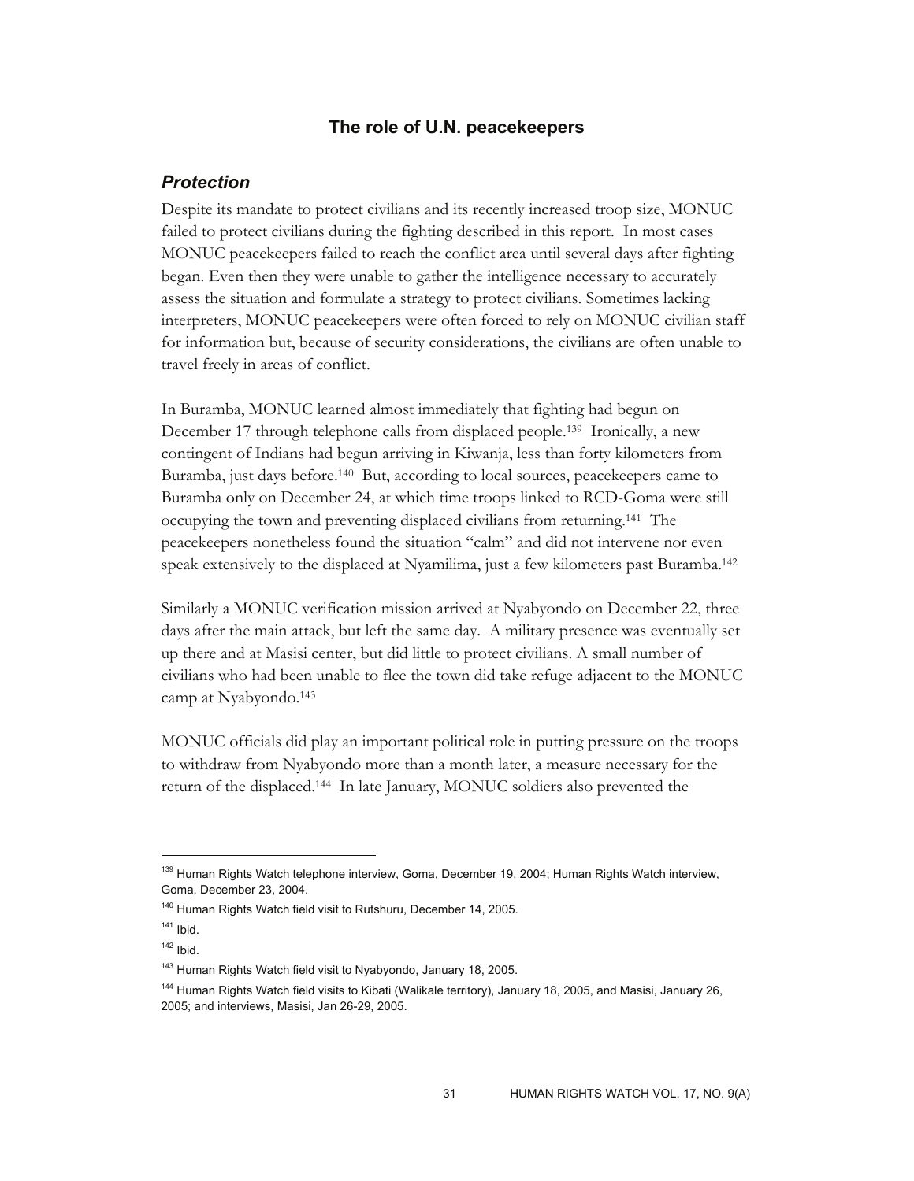## The role of U.N. peacekeepers

### *Protection*

Despite its mandate to protect civilians and its recently increased troop size, MONUC failed to protect civilians during the fighting described in this report. In most cases MONUC peacekeepers failed to reach the conflict area until several days after fighting began. Even then they were unable to gather the intelligence necessary to accurately assess the situation and formulate a strategy to protect civilians. Sometimes lacking interpreters, MONUC peacekeepers were often forced to rely on MONUC civilian staff for information but, because of security considerations, the civilians are often unable to travel freely in areas of conflict.

In Buramba, MONUC learned almost immediately that fighting had begun on December 17 through telephone calls from displaced people.[139] Ironically, a new contingent of Indians had begun arriving in Kiwanja, less than forty kilometers from Buramba, just days before.[140] But, according to local sources, peacekeepers came to Buramba only on December 24, at which time troops linked to RCD-Goma were still occupying the town and preventing displaced civilians from returning.[141] The peacekeepers nonetheless found the situation "calm" and did not intervene nor even speak extensively to the displaced at Nyamilima, just a few kilometers past Buramba.[142]

Similarly a MONUC verification mission arrived at Nyabyondo on December 22, three days after the main attack, but left the same day. A military presence was eventually set up there and at Masisi center, but did little to protect civilians. A small number of civilians who had been unable to flee the town did take refuge adjacent to the MONUC camp at Nyabyondo.[143]

MONUC officials did play an important political role in putting pressure on the troops to withdraw from Nyabyondo more than a month later, a measure necessary for the return of the displaced.[144] In late January, MONUC soldiers also prevented the

---

[139] Human Rights Watch telephone interview, Goma, December 19, 2004; Human Rights Watch interview, Goma, December 23, 2004.

[140] Human Rights Watch field visit to Rutshuru, December 14, 2005.

[141] Ibid.

[142] Ibid.

[143] Human Rights Watch field visit to Nyabyondo, January 18, 2005.

[144] Human Rights Watch field visits to Kibati (Walikale territory), January 18, 2005, and Masisi, January 26, 2005; and interviews, Masisi, Jan 26-29, 2005.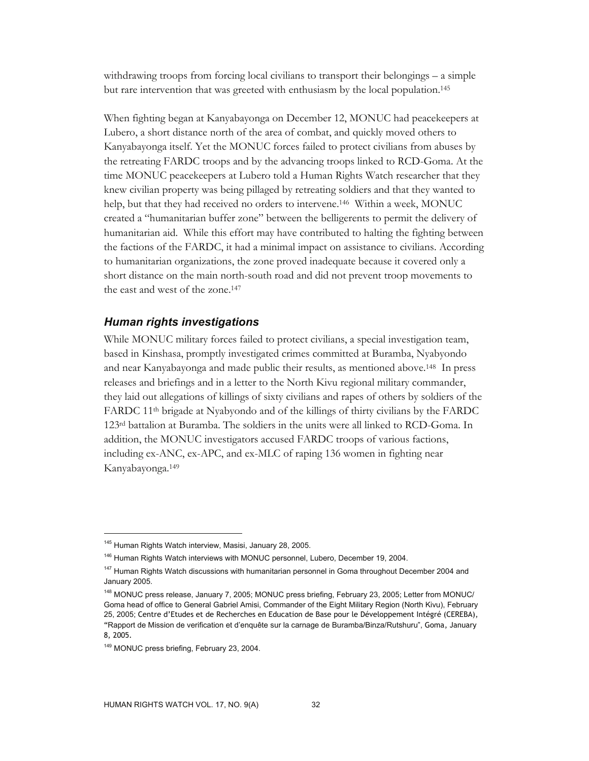withdrawing troops from forcing local civilians to transport their belongings – a simple but rare intervention that was greeted with enthusiasm by the local population.[145]

When fighting began at Kanyabayonga on December 12, MONUC had peacekeepers at Lubero, a short distance north of the area of combat, and quickly moved others to Kanyabayonga itself. Yet the MONUC forces failed to protect civilians from abuses by the retreating FARDC troops and by the advancing troops linked to RCD-Goma. At the time MONUC peacekeepers at Lubero told a Human Rights Watch researcher that they knew civilian property was being pillaged by retreating soldiers and that they wanted to help, but that they had received no orders to intervene.[146] Within a week, MONUC created a "humanitarian buffer zone" between the belligerents to permit the delivery of humanitarian aid. While this effort may have contributed to halting the fighting between the factions of the FARDC, it had a minimal impact on assistance to civilians. According to humanitarian organizations, the zone proved inadequate because it covered only a short distance on the main north-south road and did not prevent troop movements to the east and west of the zone.[147]

### *Human rights investigations*

While MONUC military forces failed to protect civilians, a special investigation team, based in Kinshasa, promptly investigated crimes committed at Buramba, Nyabyondo and near Kanyabayonga and made public their results, as mentioned above.[148] In press releases and briefings and in a letter to the North Kivu regional military commander, they laid out allegations of killings of sixty civilians and rapes of others by soldiers of the FARDC 11th brigade at Nyabyondo and of the killings of thirty civilians by the FARDC 123rd battalion at Buramba. The soldiers in the units were all linked to RCD-Goma. In addition, the MONUC investigators accused FARDC troops of various factions, including ex-ANC, ex-APC, and ex-MLC of raping 136 women in fighting near Kanyabayonga.[149]

---

[145] Human Rights Watch interview, Masisi, January 28, 2005.

[146] Human Rights Watch interviews with MONUC personnel, Lubero, December 19, 2004.

[147] Human Rights Watch discussions with humanitarian personnel in Goma throughout December 2004 and January 2005.

[148] MONUC press release, January 7, 2005; MONUC press briefing, February 23, 2005; Letter from MONUC/Goma head of office to General Gabriel Amisi, Commander of the Eight Military Region (North Kivu), February 25, 2005; Centre d'Etudes et de Recherches en Education de Base pour le Développement Intégré (CEREBA), "Rapport de Mission de verification et d'enquête sur la carnage de Buramba/Binza/Rutshuru", Goma, January 8, 2005.

[149] MONUC press briefing, February 23, 2004.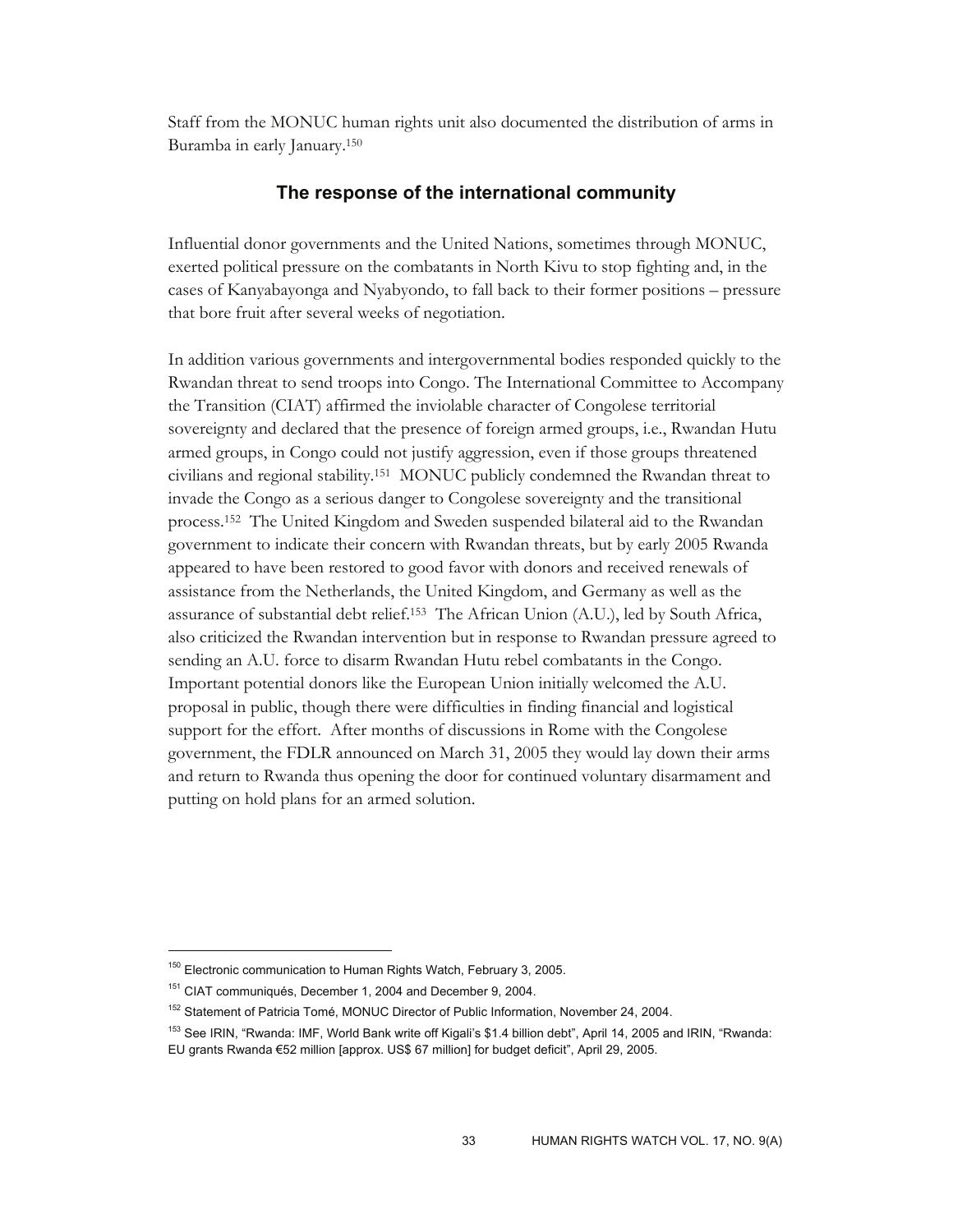Staff from the MONUC human rights unit also documented the distribution of arms in Buramba in early January.[150]

## The response of the international community

Influential donor governments and the United Nations, sometimes through MONUC, exerted political pressure on the combatants in North Kivu to stop fighting and, in the cases of Kanyabayonga and Nyabyondo, to fall back to their former positions – pressure that bore fruit after several weeks of negotiation.

In addition various governments and intergovernmental bodies responded quickly to the Rwandan threat to send troops into Congo. The International Committee to Accompany the Transition (CIAT) affirmed the inviolable character of Congolese territorial sovereignty and declared that the presence of foreign armed groups, i.e., Rwandan Hutu armed groups, in Congo could not justify aggression, even if those groups threatened civilians and regional stability.[151] MONUC publicly condemned the Rwandan threat to invade the Congo as a serious danger to Congolese sovereignty and the transitional process.[152] The United Kingdom and Sweden suspended bilateral aid to the Rwandan government to indicate their concern with Rwandan threats, but by early 2005 Rwanda appeared to have been restored to good favor with donors and received renewals of assistance from the Netherlands, the United Kingdom, and Germany as well as the assurance of substantial debt relief.[153] The African Union (A.U.), led by South Africa, also criticized the Rwandan intervention but in response to Rwandan pressure agreed to sending an A.U. force to disarm Rwandan Hutu rebel combatants in the Congo. Important potential donors like the European Union initially welcomed the A.U. proposal in public, though there were difficulties in finding financial and logistical support for the effort. After months of discussions in Rome with the Congolese government, the FDLR announced on March 31, 2005 they would lay down their arms and return to Rwanda thus opening the door for continued voluntary disarmament and putting on hold plans for an armed solution.

---

[150] Electronic communication to Human Rights Watch, February 3, 2005.

[151] CIAT communiqués, December 1, 2004 and December 9, 2004.

[152] Statement of Patricia Tomé, MONUC Director of Public Information, November 24, 2004.

[153] See IRIN, "Rwanda: IMF, World Bank write off Kigali's $1.4 billion debt", April 14, 2005 and IRIN, "Rwanda: EU grants Rwanda €52 million [approx. US$ 67 million] for budget deficit", April 29, 2005.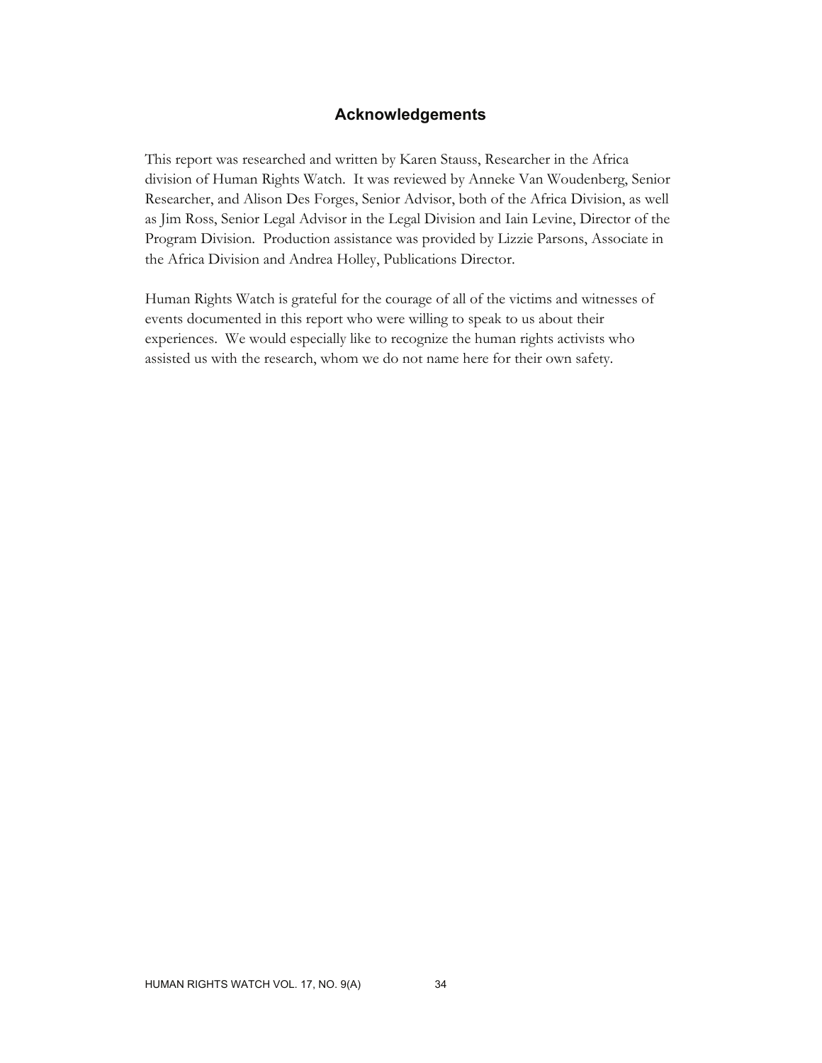## Acknowledgements

This report was researched and written by Karen Stauss, Researcher in the Africa division of Human Rights Watch. It was reviewed by Anneke Van Woudenberg, Senior Researcher, and Alison Des Forges, Senior Advisor, both of the Africa Division, as well as Jim Ross, Senior Legal Advisor in the Legal Division and Iain Levine, Director of the Program Division. Production assistance was provided by Lizzie Parsons, Associate in the Africa Division and Andrea Holley, Publications Director.

Human Rights Watch is grateful for the courage of all of the victims and witnesses of events documented in this report who were willing to speak to us about their experiences. We would especially like to recognize the human rights activists who assisted us with the research, whom we do not name here for their own safety.